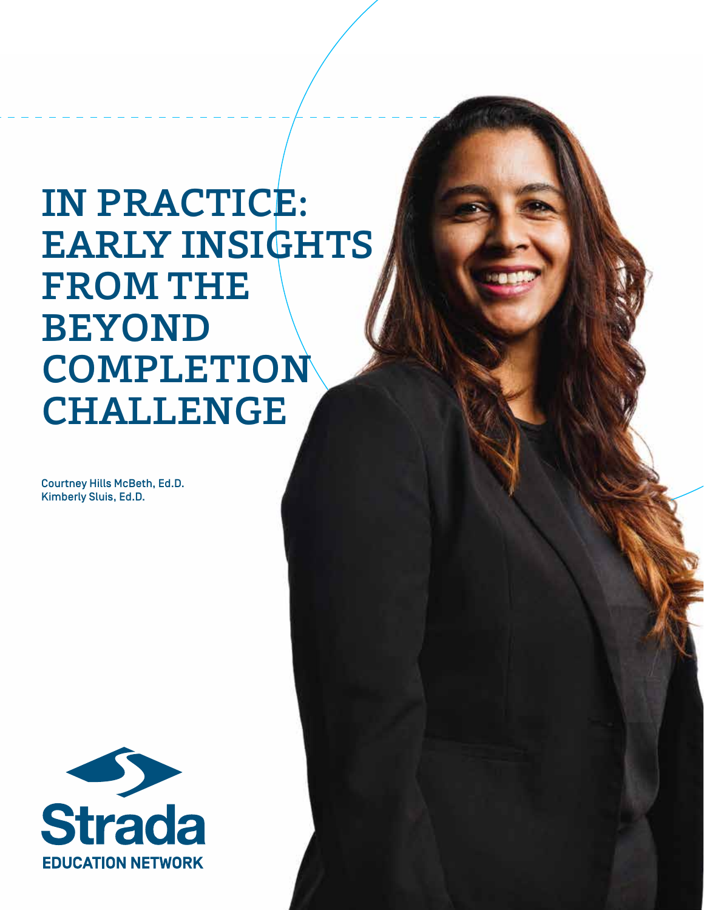# IN PRACTICE: EARLY INSIGHTS FROM THE BEYOND COMPLETION CHALLENGE

**Courtney Hills McBeth, Ed.D.**
**Kimberly Sluis, Ed.D.**

Strada

EDUCATION NETWORK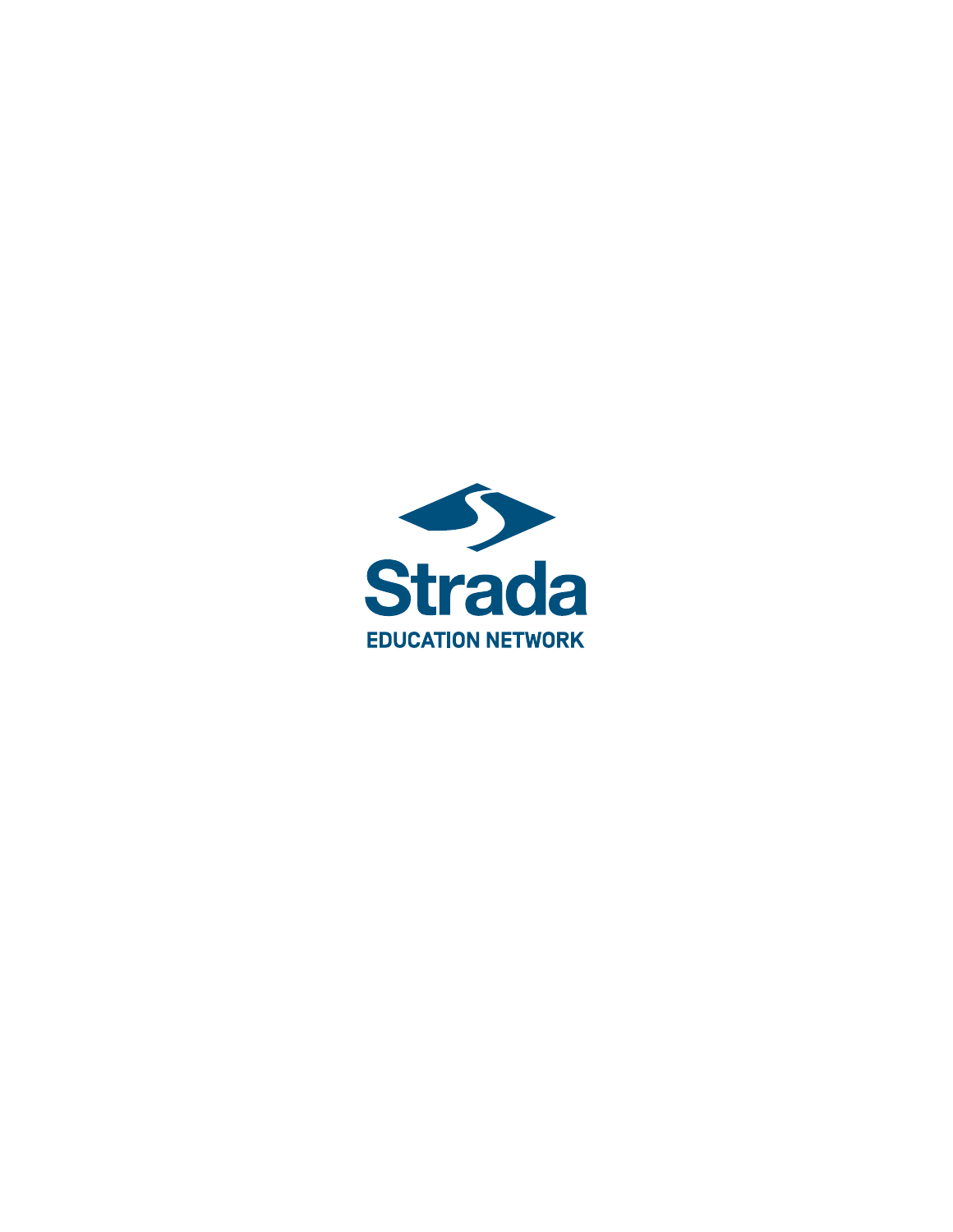Strada

EDUCATION NETWORK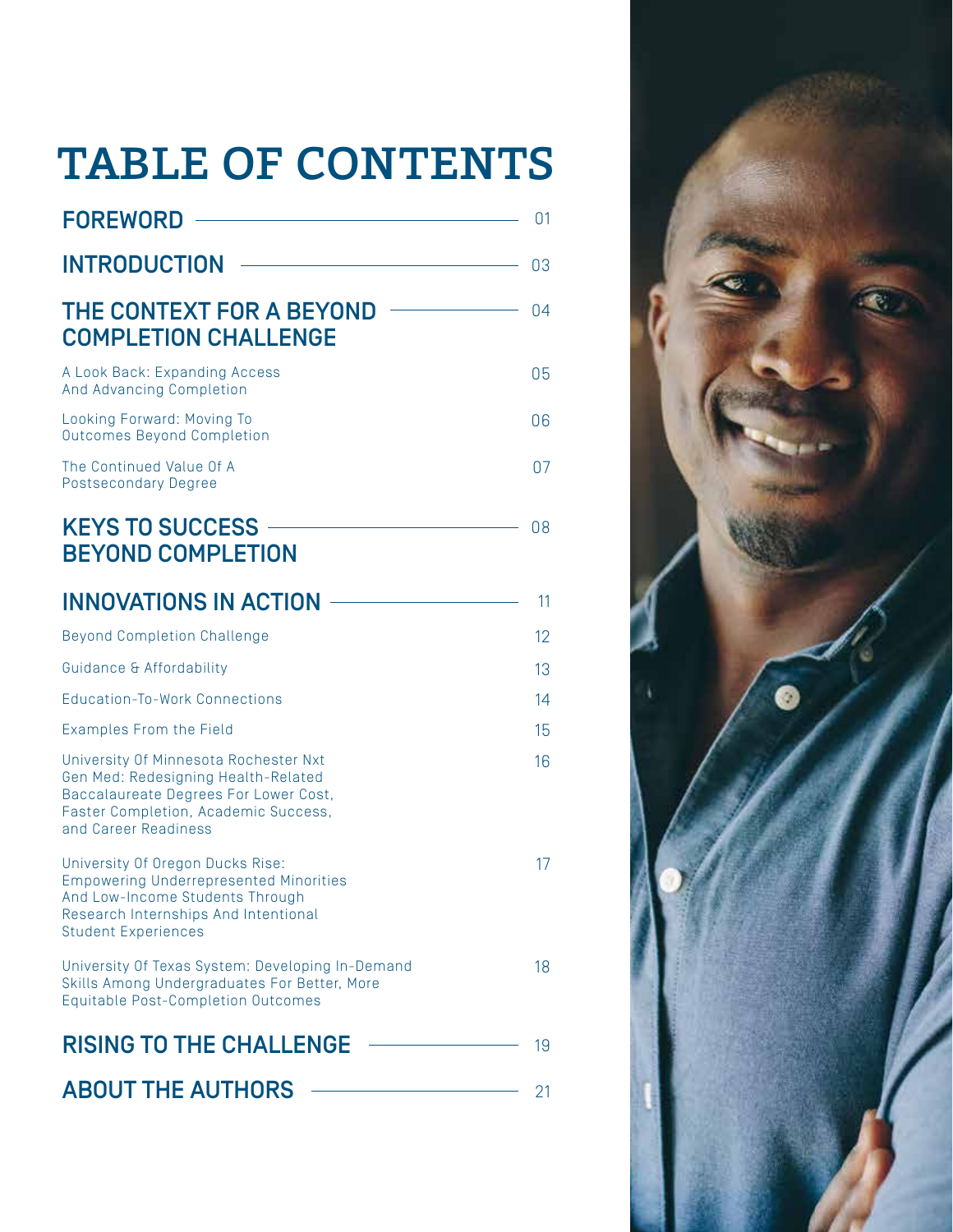# TABLE OF CONTENTS

| | |
|---|---|
| **FOREWORD** | 01 |
| **INTRODUCTION** | 03 |
| **THE CONTEXT FOR A BEYOND COMPLETION CHALLENGE** | 04 |
| A Look Back: Expanding Access And Advancing Completion | 05 |
| Looking Forward: Moving To Outcomes Beyond Completion | 06 |
| The Continued Value Of A Postsecondary Degree | 07 |
| **KEYS TO SUCCESS BEYOND COMPLETION** | 08 |
| **INNOVATIONS IN ACTION** | 11 |
| Beyond Completion Challenge | 12 |
| Guidance & Affordability | 13 |
| Education-To-Work Connections | 14 |
| Examples From the Field | 15 |
| University Of Minnesota Rochester Nxt Gen Med: Redesigning Health-Related Baccalaureate Degrees For Lower Cost, Faster Completion, Academic Success, and Career Readiness | 16 |
| University Of Oregon Ducks Rise: Empowering Underrepresented Minorities And Low-Income Students Through Research Internships And Intentional Student Experiences | 17 |
| University Of Texas System: Developing In-Demand Skills Among Undergraduates For Better, More Equitable Post-Completion Outcomes | 18 |
| **RISING TO THE CHALLENGE** | 19 |
| **ABOUT THE AUTHORS** | 21 |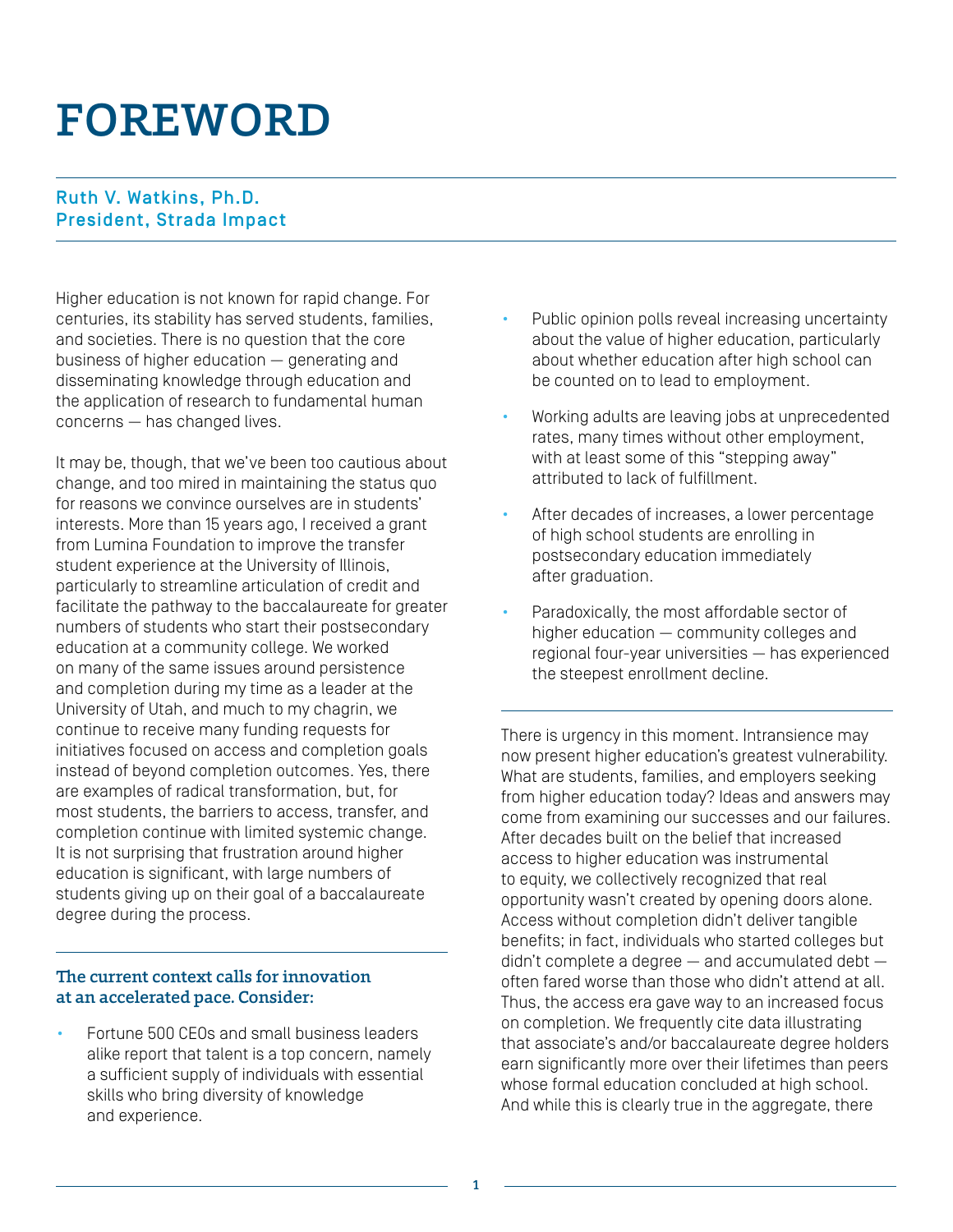# FOREWORD

**Ruth V. Watkins, Ph.D.**
**President, Strada Impact**

Higher education is not known for rapid change. For centuries, its stability has served students, families, and societies. There is no question that the core business of higher education — generating and disseminating knowledge through education and the application of research to fundamental human concerns — has changed lives.

It may be, though, that we've been too cautious about change, and too mired in maintaining the status quo for reasons we convince ourselves are in students' interests. More than 15 years ago, I received a grant from Lumina Foundation to improve the transfer student experience at the University of Illinois, particularly to streamline articulation of credit and facilitate the pathway to the baccalaureate for greater numbers of students who start their postsecondary education at a community college. We worked on many of the same issues around persistence and completion during my time as a leader at the University of Utah, and much to my chagrin, we continue to receive many funding requests for initiatives focused on access and completion goals instead of beyond completion outcomes. Yes, there are examples of radical transformation, but, for most students, the barriers to access, transfer, and completion continue with limited systemic change. It is not surprising that frustration around higher education is significant, with large numbers of students giving up on their goal of a baccalaureate degree during the process.

### The current context calls for innovation at an accelerated pace. Consider:

- Fortune 500 CEOs and small business leaders alike report that talent is a top concern, namely a sufficient supply of individuals with essential skills who bring diversity of knowledge and experience.
- Public opinion polls reveal increasing uncertainty about the value of higher education, particularly about whether education after high school can be counted on to lead to employment.
- Working adults are leaving jobs at unprecedented rates, many times without other employment, with at least some of this "stepping away" attributed to lack of fulfillment.
- After decades of increases, a lower percentage of high school students are enrolling in postsecondary education immediately after graduation.
- Paradoxically, the most affordable sector of higher education — community colleges and regional four-year universities — has experienced the steepest enrollment decline.

There is urgency in this moment. Intransience may now present higher education's greatest vulnerability. What are students, families, and employers seeking from higher education today? Ideas and answers may come from examining our successes and our failures. After decades built on the belief that increased access to higher education was instrumental to equity, we collectively recognized that real opportunity wasn't created by opening doors alone. Access without completion didn't deliver tangible benefits; in fact, individuals who started colleges but didn't complete a degree — and accumulated debt — often fared worse than those who didn't attend at all. Thus, the access era gave way to an increased focus on completion. We frequently cite data illustrating that associate's and/or baccalaureate degree holders earn significantly more over their lifetimes than peers whose formal education concluded at high school. And while this is clearly true in the aggregate, there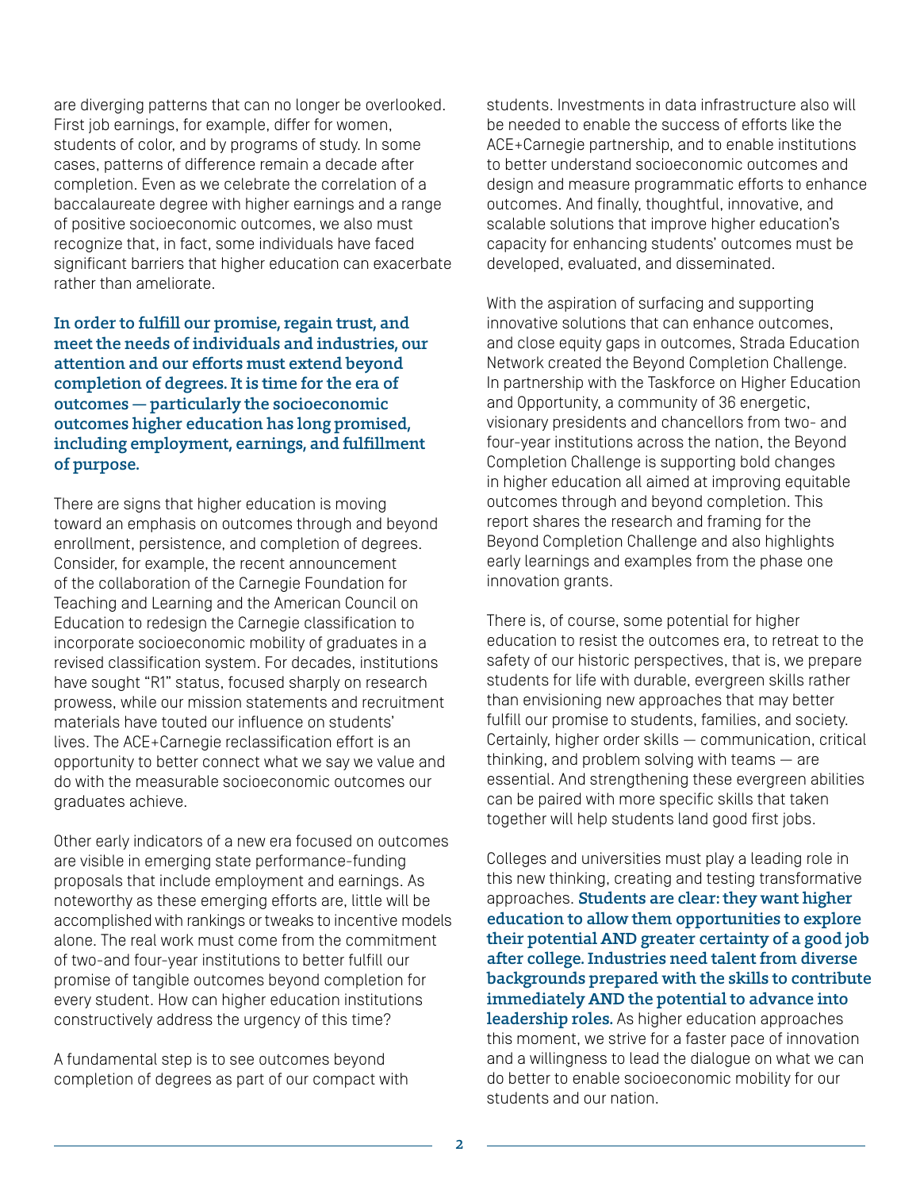are diverging patterns that can no longer be overlooked. First job earnings, for example, differ for women, students of color, and by programs of study. In some cases, patterns of difference remain a decade after completion. Even as we celebrate the correlation of a baccalaureate degree with higher earnings and a range of positive socioeconomic outcomes, we also must recognize that, in fact, some individuals have faced significant barriers that higher education can exacerbate rather than ameliorate.

**In order to fulfill our promise, regain trust, and meet the needs of individuals and industries, our attention and our efforts must extend beyond completion of degrees. It is time for the era of outcomes — particularly the socioeconomic outcomes higher education has long promised, including employment, earnings, and fulfillment of purpose.**

There are signs that higher education is moving toward an emphasis on outcomes through and beyond enrollment, persistence, and completion of degrees. Consider, for example, the recent announcement of the collaboration of the Carnegie Foundation for Teaching and Learning and the American Council on Education to redesign the Carnegie classification to incorporate socioeconomic mobility of graduates in a revised classification system. For decades, institutions have sought "R1" status, focused sharply on research prowess, while our mission statements and recruitment materials have touted our influence on students' lives. The ACE+Carnegie reclassification effort is an opportunity to better connect what we say we value and do with the measurable socioeconomic outcomes our graduates achieve.

Other early indicators of a new era focused on outcomes are visible in emerging state performance-funding proposals that include employment and earnings. As noteworthy as these emerging efforts are, little will be accomplished with rankings or tweaks to incentive models alone. The real work must come from the commitment of two-and four-year institutions to better fulfill our promise of tangible outcomes beyond completion for every student. How can higher education institutions constructively address the urgency of this time?

A fundamental step is to see outcomes beyond completion of degrees as part of our compact with students. Investments in data infrastructure also will be needed to enable the success of efforts like the ACE+Carnegie partnership, and to enable institutions to better understand socioeconomic outcomes and design and measure programmatic efforts to enhance outcomes. And finally, thoughtful, innovative, and scalable solutions that improve higher education's capacity for enhancing students' outcomes must be developed, evaluated, and disseminated.

With the aspiration of surfacing and supporting innovative solutions that can enhance outcomes, and close equity gaps in outcomes, Strada Education Network created the Beyond Completion Challenge. In partnership with the Taskforce on Higher Education and Opportunity, a community of 36 energetic, visionary presidents and chancellors from two- and four-year institutions across the nation, the Beyond Completion Challenge is supporting bold changes in higher education all aimed at improving equitable outcomes through and beyond completion. This report shares the research and framing for the Beyond Completion Challenge and also highlights early learnings and examples from the phase one innovation grants.

There is, of course, some potential for higher education to resist the outcomes era, to retreat to the safety of our historic perspectives, that is, we prepare students for life with durable, evergreen skills rather than envisioning new approaches that may better fulfill our promise to students, families, and society. Certainly, higher order skills — communication, critical thinking, and problem solving with teams — are essential. And strengthening these evergreen abilities can be paired with more specific skills that taken together will help students land good first jobs.

Colleges and universities must play a leading role in this new thinking, creating and testing transformative approaches. **Students are clear: they want higher education to allow them opportunities to explore their potential AND greater certainty of a good job after college. Industries need talent from diverse backgrounds prepared with the skills to contribute immediately AND the potential to advance into leadership roles.** As higher education approaches this moment, we strive for a faster pace of innovation and a willingness to lead the dialogue on what we can do better to enable socioeconomic mobility for our students and our nation.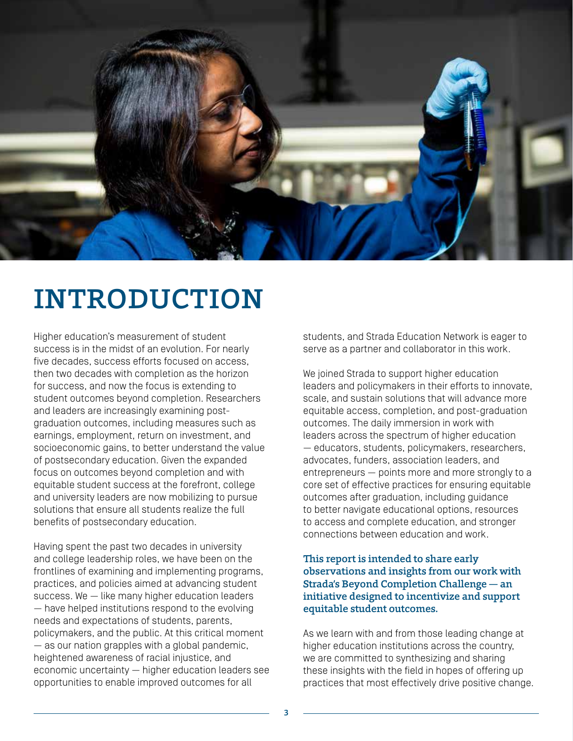# INTRODUCTION

Higher education's measurement of student success is in the midst of an evolution. For nearly five decades, success efforts focused on access, then two decades with completion as the horizon for success, and now the focus is extending to student outcomes beyond completion. Researchers and leaders are increasingly examining post-graduation outcomes, including measures such as earnings, employment, return on investment, and socioeconomic gains, to better understand the value of postsecondary education. Given the expanded focus on outcomes beyond completion and with equitable student success at the forefront, college and university leaders are now mobilizing to pursue solutions that ensure all students realize the full benefits of postsecondary education.

Having spent the past two decades in university and college leadership roles, we have been on the frontlines of examining and implementing programs, practices, and policies aimed at advancing student success. We — like many higher education leaders — have helped institutions respond to the evolving needs and expectations of students, parents, policymakers, and the public. At this critical moment — as our nation grapples with a global pandemic, heightened awareness of racial injustice, and economic uncertainty — higher education leaders see opportunities to enable improved outcomes for all students, and Strada Education Network is eager to serve as a partner and collaborator in this work.

We joined Strada to support higher education leaders and policymakers in their efforts to innovate, scale, and sustain solutions that will advance more equitable access, completion, and post-graduation outcomes. The daily immersion in work with leaders across the spectrum of higher education — educators, students, policymakers, researchers, advocates, funders, association leaders, and entrepreneurs — points more and more strongly to a core set of effective practices for ensuring equitable outcomes after graduation, including guidance to better navigate educational options, resources to access and complete education, and stronger connections between education and work.

**This report is intended to share early observations and insights from our work with Strada's Beyond Completion Challenge — an initiative designed to incentivize and support equitable student outcomes.**

As we learn with and from those leading change at higher education institutions across the country, we are committed to synthesizing and sharing these insights with the field in hopes of offering up practices that most effectively drive positive change.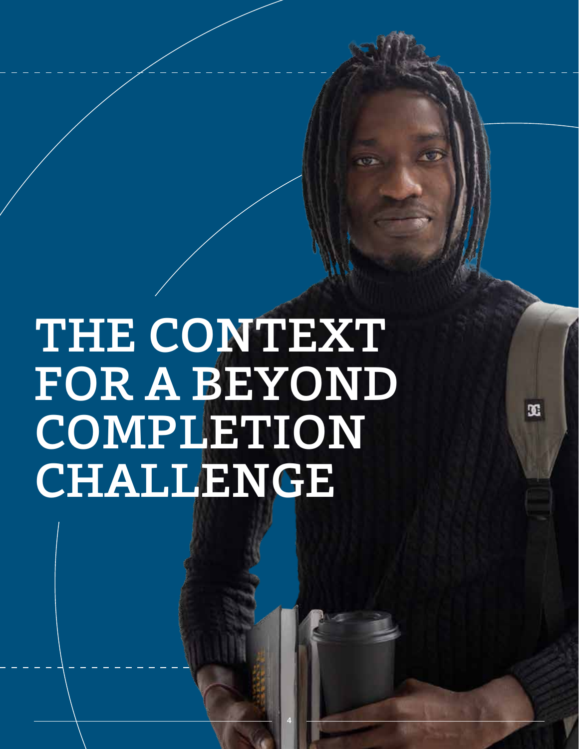# THE CONTEXT FOR A BEYOND COMPLETION CHALLENGE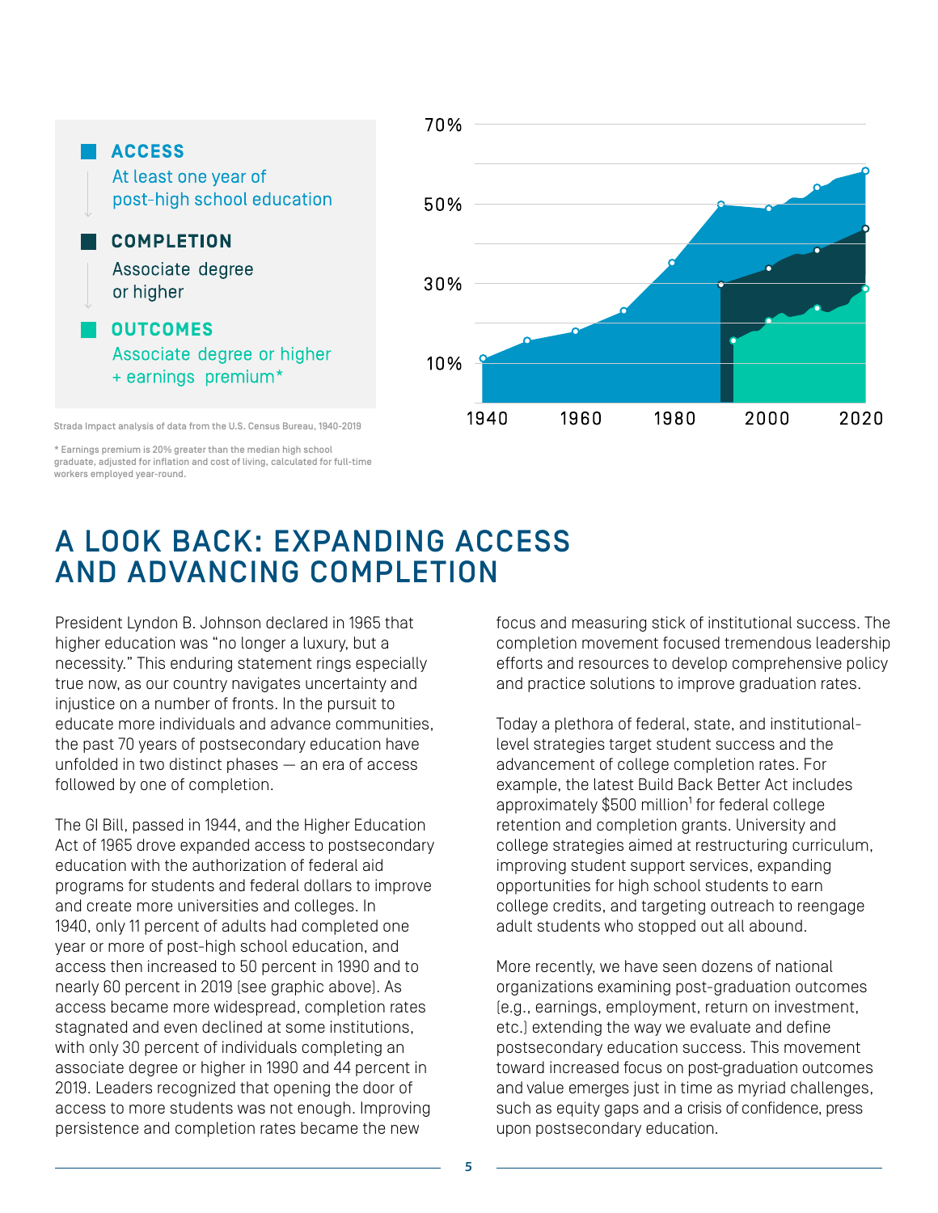**ACCESS**
At least one year of post-high school education

**COMPLETION**
Associate degree or higher

**OUTCOMES**
Associate degree or higher + earnings premium*

Strada Impact analysis of data from the U.S. Census Bureau, 1940-2019

* Earnings premium is 20% greater than the median high school graduate, adjusted for inflation and cost of living, calculated for full-time workers employed year-round.

# A LOOK BACK: EXPANDING ACCESS AND ADVANCING COMPLETION

President Lyndon B. Johnson declared in 1965 that higher education was "no longer a luxury, but a necessity." This enduring statement rings especially true now, as our country navigates uncertainty and injustice on a number of fronts. In the pursuit to educate more individuals and advance communities, the past 70 years of postsecondary education have unfolded in two distinct phases — an era of access followed by one of completion.

The GI Bill, passed in 1944, and the Higher Education Act of 1965 drove expanded access to postsecondary education with the authorization of federal aid programs for students and federal dollars to improve and create more universities and colleges. In 1940, only 11 percent of adults had completed one year or more of post-high school education, and access then increased to 50 percent in 1990 and to nearly 60 percent in 2019 (see graphic above). As access became more widespread, completion rates stagnated and even declined at some institutions, with only 30 percent of individuals completing an associate degree or higher in 1990 and 44 percent in 2019. Leaders recognized that opening the door of access to more students was not enough. Improving persistence and completion rates became the new focus and measuring stick of institutional success. The completion movement focused tremendous leadership efforts and resources to develop comprehensive policy and practice solutions to improve graduation rates.

Today a plethora of federal, state, and institutional-level strategies target student success and the advancement of college completion rates. For example, the latest Build Back Better Act includes approximately $500 million[1] for federal college retention and completion grants. University and college strategies aimed at restructuring curriculum, improving student support services, expanding opportunities for high school students to earn college credits, and targeting outreach to reengage adult students who stopped out all abound.

More recently, we have seen dozens of national organizations examining post-graduation outcomes (e.g., earnings, employment, return on investment, etc.) extending the way we evaluate and define postsecondary education success. This movement toward increased focus on post-graduation outcomes and value emerges just in time as myriad challenges, such as equity gaps and a crisis of confidence, press upon postsecondary education.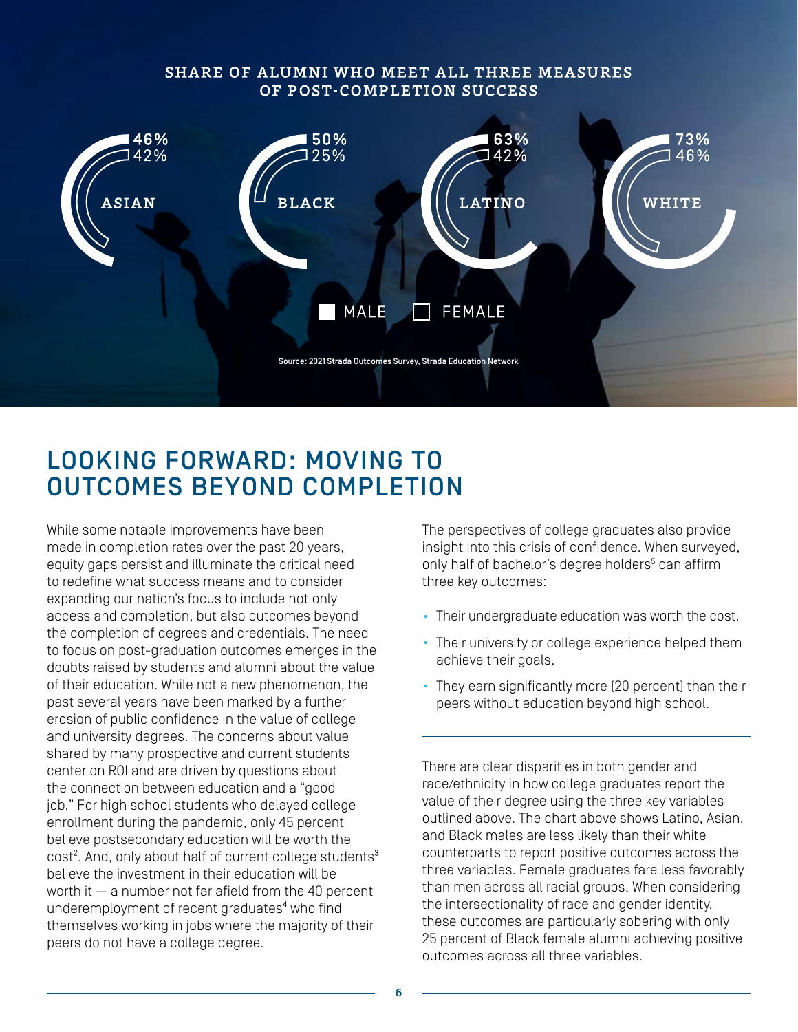### SHARE OF ALUMNI WHO MEET ALL THREE MEASURES OF POST-COMPLETION SUCCESS

| | Male | Female |
|---|---|---|
| ASIAN | 46% | 42% |
| BLACK | 50% | 25% |
| LATINO | 63% | 42% |
| WHITE | 73% | 46% |

Source: 2021 Strada Outcomes Survey, Strada Education Network

## LOOKING FORWARD: MOVING TO OUTCOMES BEYOND COMPLETION

While some notable improvements have been made in completion rates over the past 20 years, equity gaps persist and illuminate the critical need to redefine what success means and to consider expanding our nation's focus to include not only access and completion, but also outcomes beyond the completion of degrees and credentials. The need to focus on post-graduation outcomes emerges in the doubts raised by students and alumni about the value of their education. While not a new phenomenon, the past several years have been marked by a further erosion of public confidence in the value of college and university degrees. The concerns about value shared by many prospective and current students center on ROI and are driven by questions about the connection between education and a "good job." For high school students who delayed college enrollment during the pandemic, only 45 percent believe postsecondary education will be worth the cost[2]. And, only about half of current college students[3] believe the investment in their education will be worth it — a number not far afield from the 40 percent underemployment of recent graduates[4] who find themselves working in jobs where the majority of their peers do not have a college degree.

The perspectives of college graduates also provide insight into this crisis of confidence. When surveyed, only half of bachelor's degree holders[5] can affirm three key outcomes:

- Their undergraduate education was worth the cost.
- Their university or college experience helped them achieve their goals.
- They earn significantly more (20 percent) than their peers without education beyond high school.

There are clear disparities in both gender and race/ethnicity in how college graduates report the value of their degree using the three key variables outlined above. The chart above shows Latino, Asian, and Black males are less likely than their white counterparts to report positive outcomes across the three variables. Female graduates fare less favorably than men across all racial groups. When considering the intersectionality of race and gender identity, these outcomes are particularly sobering with only 25 percent of Black female alumni achieving positive outcomes across all three variables.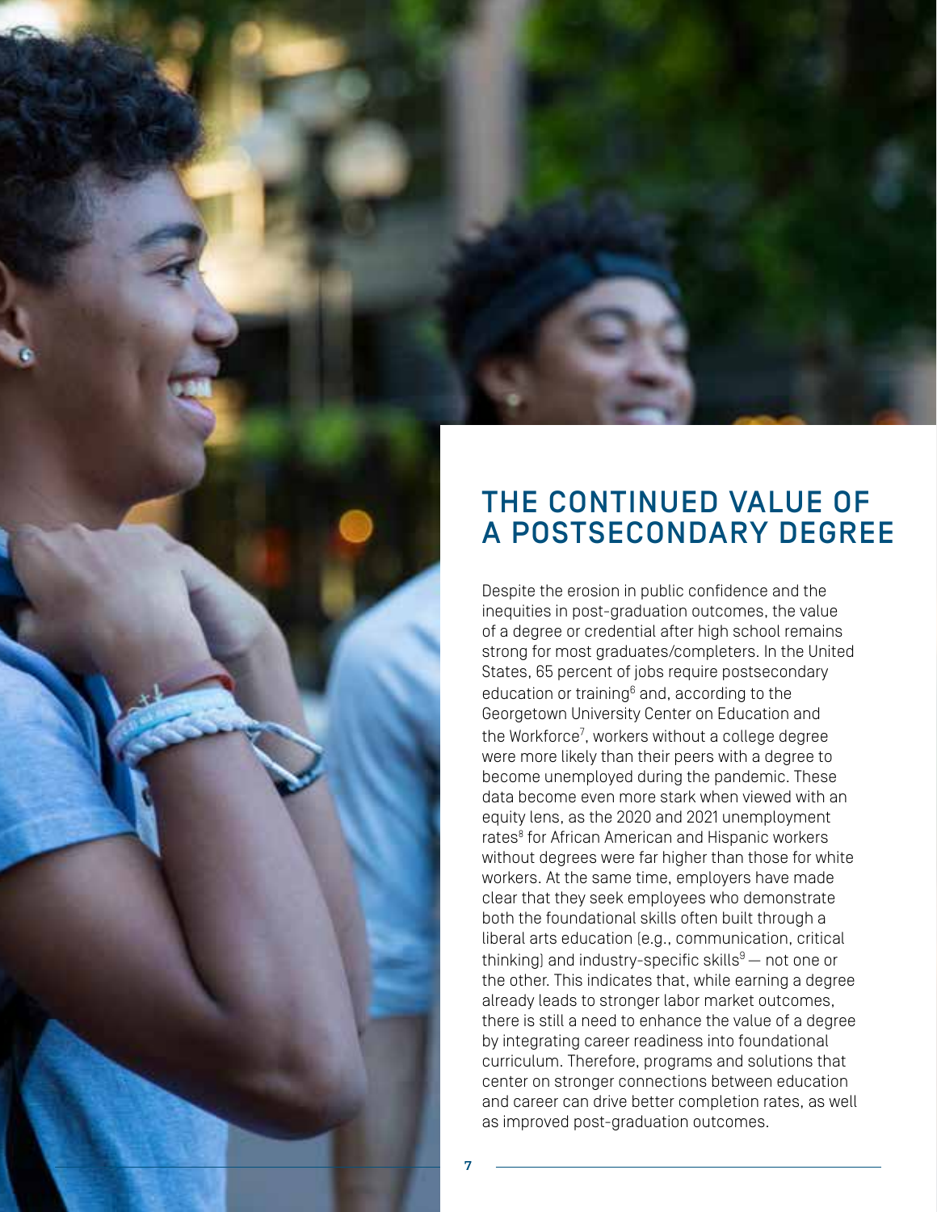## THE CONTINUED VALUE OF A POSTSECONDARY DEGREE

Despite the erosion in public confidence and the inequities in post-graduation outcomes, the value of a degree or credential after high school remains strong for most graduates/completers. In the United States, 65 percent of jobs require postsecondary education or training[6] and, according to the Georgetown University Center on Education and the Workforce[7], workers without a college degree were more likely than their peers with a degree to become unemployed during the pandemic. These data become even more stark when viewed with an equity lens, as the 2020 and 2021 unemployment rates[8] for African American and Hispanic workers without degrees were far higher than those for white workers. At the same time, employers have made clear that they seek employees who demonstrate both the foundational skills often built through a liberal arts education (e.g., communication, critical thinking) and industry-specific skills[9] — not one or the other. This indicates that, while earning a degree already leads to stronger labor market outcomes, there is still a need to enhance the value of a degree by integrating career readiness into foundational curriculum. Therefore, programs and solutions that center on stronger connections between education and career can drive better completion rates, as well as improved post-graduation outcomes.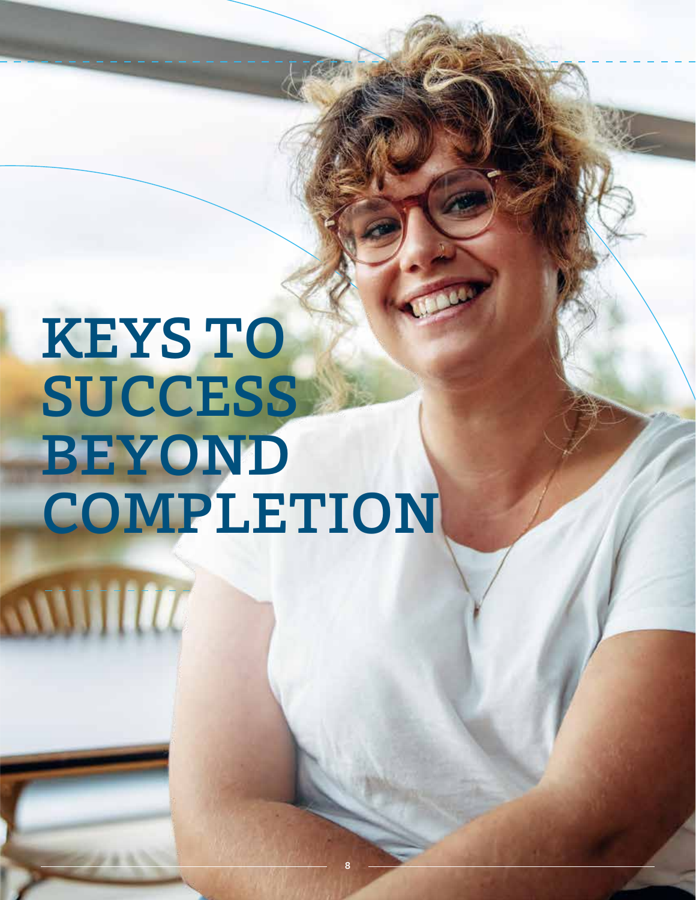# KEYS TO SUCCESS BEYOND COMPLETION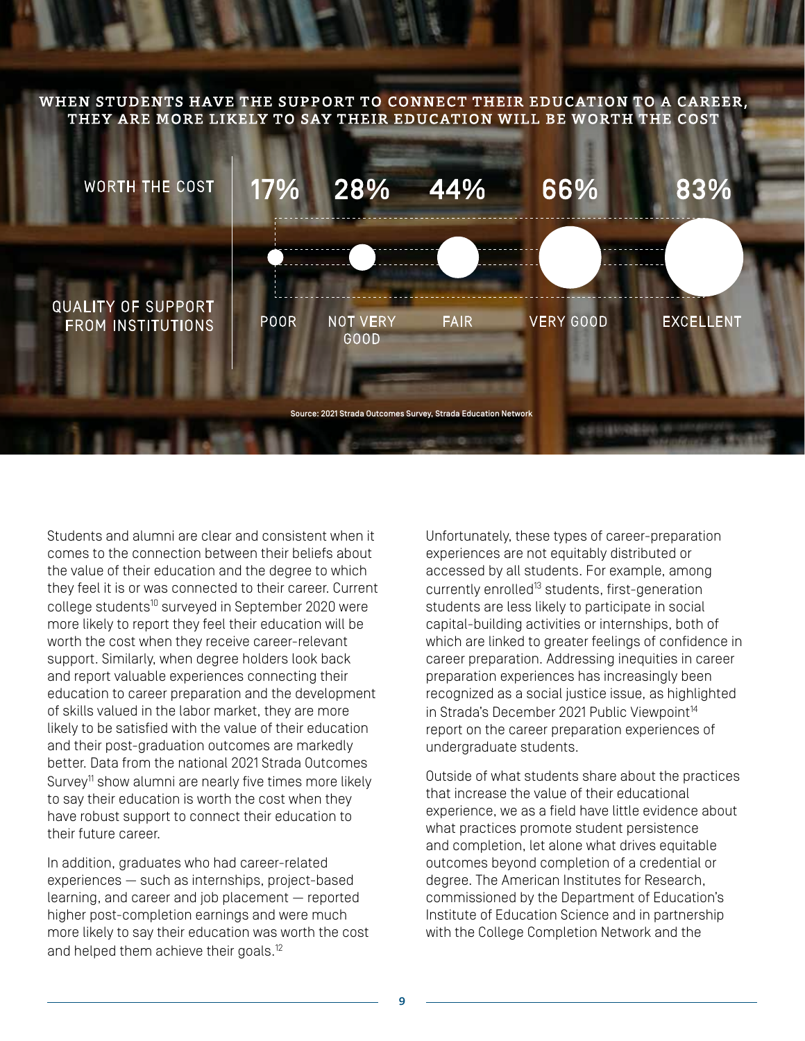## WHEN STUDENTS HAVE THE SUPPORT TO CONNECT THEIR EDUCATION TO A CAREER, THEY ARE MORE LIKELY TO SAY THEIR EDUCATION WILL BE WORTH THE COST

| QUALITY OF SUPPORT FROM INSTITUTIONS | POOR | NOT VERY GOOD | FAIR | VERY GOOD | EXCELLENT |
|---|---|---|---|---|---|
| WORTH THE COST | 17% | 28% | 44% | 66% | 83% |

Source: 2021 Strada Outcomes Survey, Strada Education Network

Students and alumni are clear and consistent when it comes to the connection between their beliefs about the value of their education and the degree to which they feel it is or was connected to their career. Current college students[10] surveyed in September 2020 were more likely to report they feel their education will be worth the cost when they receive career-relevant support. Similarly, when degree holders look back and report valuable experiences connecting their education to career preparation and the development of skills valued in the labor market, they are more likely to be satisfied with the value of their education and their post-graduation outcomes are markedly better. Data from the national 2021 Strada Outcomes Survey[11] show alumni are nearly five times more likely to say their education is worth the cost when they have robust support to connect their education to their future career.

In addition, graduates who had career-related experiences — such as internships, project-based learning, and career and job placement — reported higher post-completion earnings and were much more likely to say their education was worth the cost and helped them achieve their goals.[12]

Unfortunately, these types of career-preparation experiences are not equitably distributed or accessed by all students. For example, among currently enrolled[13] students, first-generation students are less likely to participate in social capital-building activities or internships, both of which are linked to greater feelings of confidence in career preparation. Addressing inequities in career preparation experiences has increasingly been recognized as a social justice issue, as highlighted in Strada's December 2021 Public Viewpoint[14] report on the career preparation experiences of undergraduate students.

Outside of what students share about the practices that increase the value of their educational experience, we as a field have little evidence about what practices promote student persistence and completion, let alone what drives equitable outcomes beyond completion of a credential or degree. The American Institutes for Research, commissioned by the Department of Education's Institute of Education Science and in partnership with the College Completion Network and the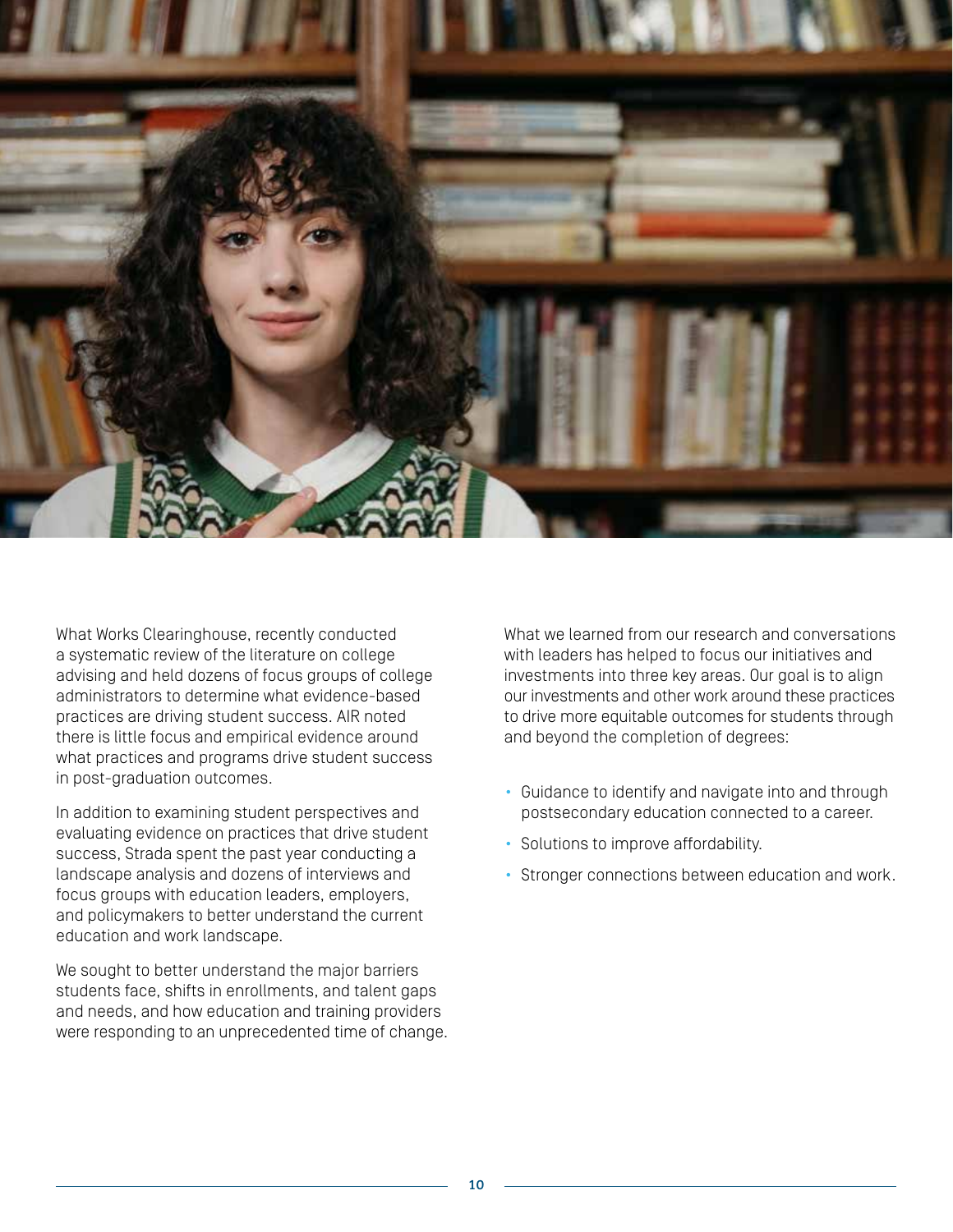What Works Clearinghouse, recently conducted a systematic review of the literature on college advising and held dozens of focus groups of college administrators to determine what evidence-based practices are driving student success. AIR noted there is little focus and empirical evidence around what practices and programs drive student success in post-graduation outcomes.

In addition to examining student perspectives and evaluating evidence on practices that drive student success, Strada spent the past year conducting a landscape analysis and dozens of interviews and focus groups with education leaders, employers, and policymakers to better understand the current education and work landscape.

We sought to better understand the major barriers students face, shifts in enrollments, and talent gaps and needs, and how education and training providers were responding to an unprecedented time of change.

What we learned from our research and conversations with leaders has helped to focus our initiatives and investments into three key areas. Our goal is to align our investments and other work around these practices to drive more equitable outcomes for students through and beyond the completion of degrees:

- Guidance to identify and navigate into and through postsecondary education connected to a career.
- Solutions to improve affordability.
- Stronger connections between education and work.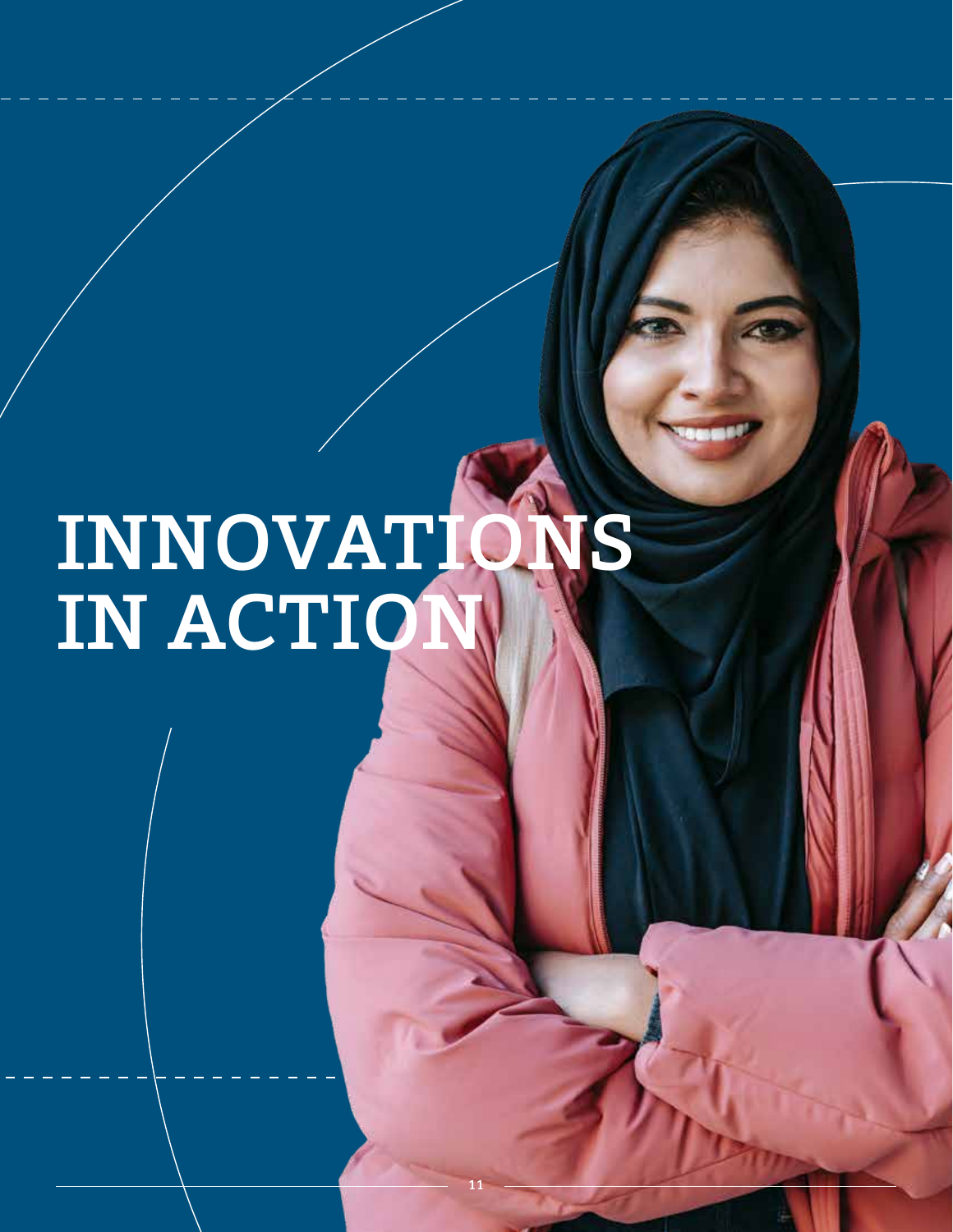# INNOVATIONS IN ACTION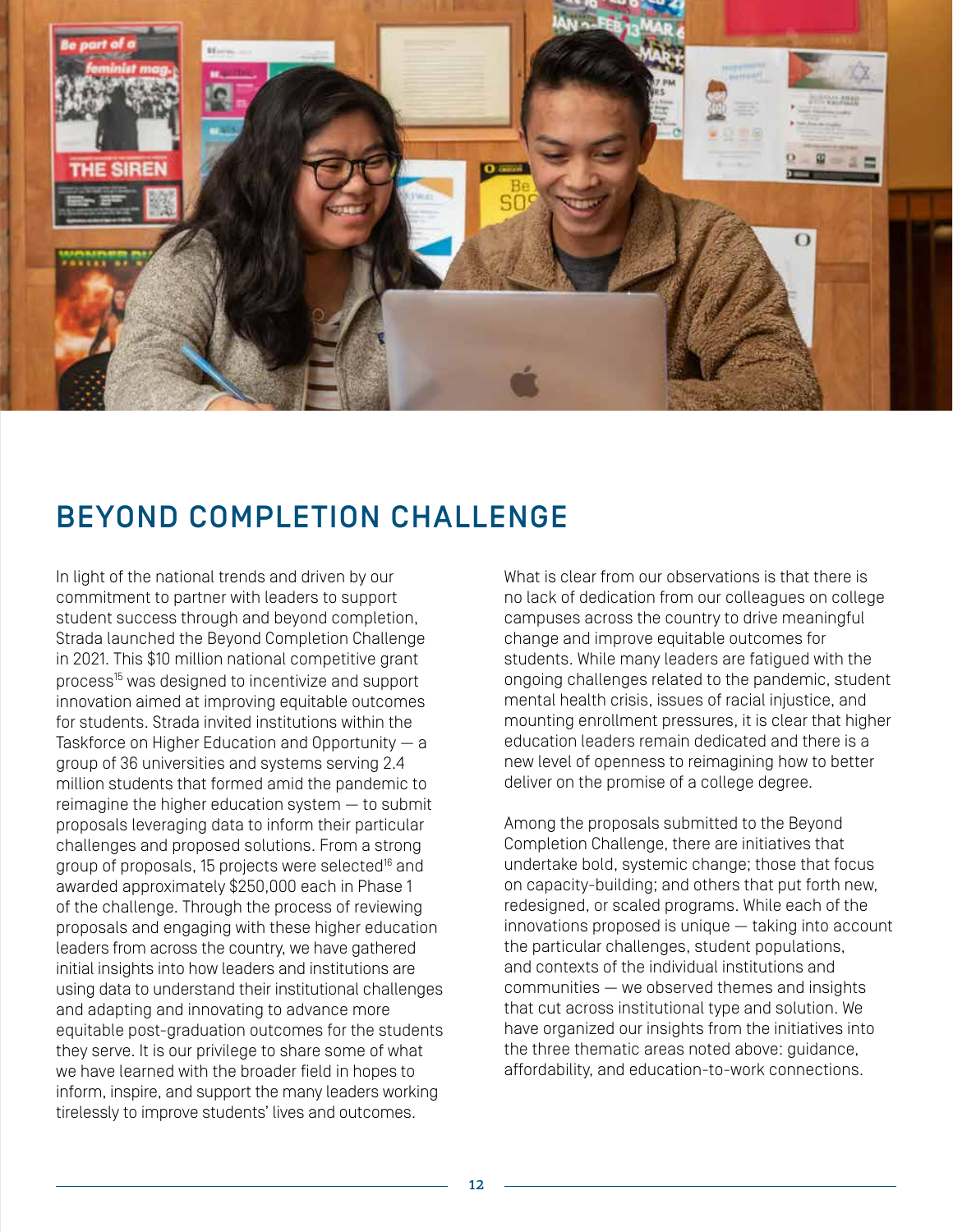## BEYOND COMPLETION CHALLENGE

In light of the national trends and driven by our commitment to partner with leaders to support student success through and beyond completion, Strada launched the Beyond Completion Challenge in 2021. This $10 million national competitive grant process[15] was designed to incentivize and support innovation aimed at improving equitable outcomes for students. Strada invited institutions within the Taskforce on Higher Education and Opportunity — a group of 36 universities and systems serving 2.4 million students that formed amid the pandemic to reimagine the higher education system — to submit proposals leveraging data to inform their particular challenges and proposed solutions. From a strong group of proposals, 15 projects were selected[16] and awarded approximately $250,000 each in Phase 1 of the challenge. Through the process of reviewing proposals and engaging with these higher education leaders from across the country, we have gathered initial insights into how leaders and institutions are using data to understand their institutional challenges and adapting and innovating to advance more equitable post-graduation outcomes for the students they serve. It is our privilege to share some of what we have learned with the broader field in hopes to inform, inspire, and support the many leaders working tirelessly to improve students' lives and outcomes.

What is clear from our observations is that there is no lack of dedication from our colleagues on college campuses across the country to drive meaningful change and improve equitable outcomes for students. While many leaders are fatigued with the ongoing challenges related to the pandemic, student mental health crisis, issues of racial injustice, and mounting enrollment pressures, it is clear that higher education leaders remain dedicated and there is a new level of openness to reimagining how to better deliver on the promise of a college degree.

Among the proposals submitted to the Beyond Completion Challenge, there are initiatives that undertake bold, systemic change; those that focus on capacity-building; and others that put forth new, redesigned, or scaled programs. While each of the innovations proposed is unique — taking into account the particular challenges, student populations, and contexts of the individual institutions and communities — we observed themes and insights that cut across institutional type and solution. We have organized our insights from the initiatives into the three thematic areas noted above: guidance, affordability, and education-to-work connections.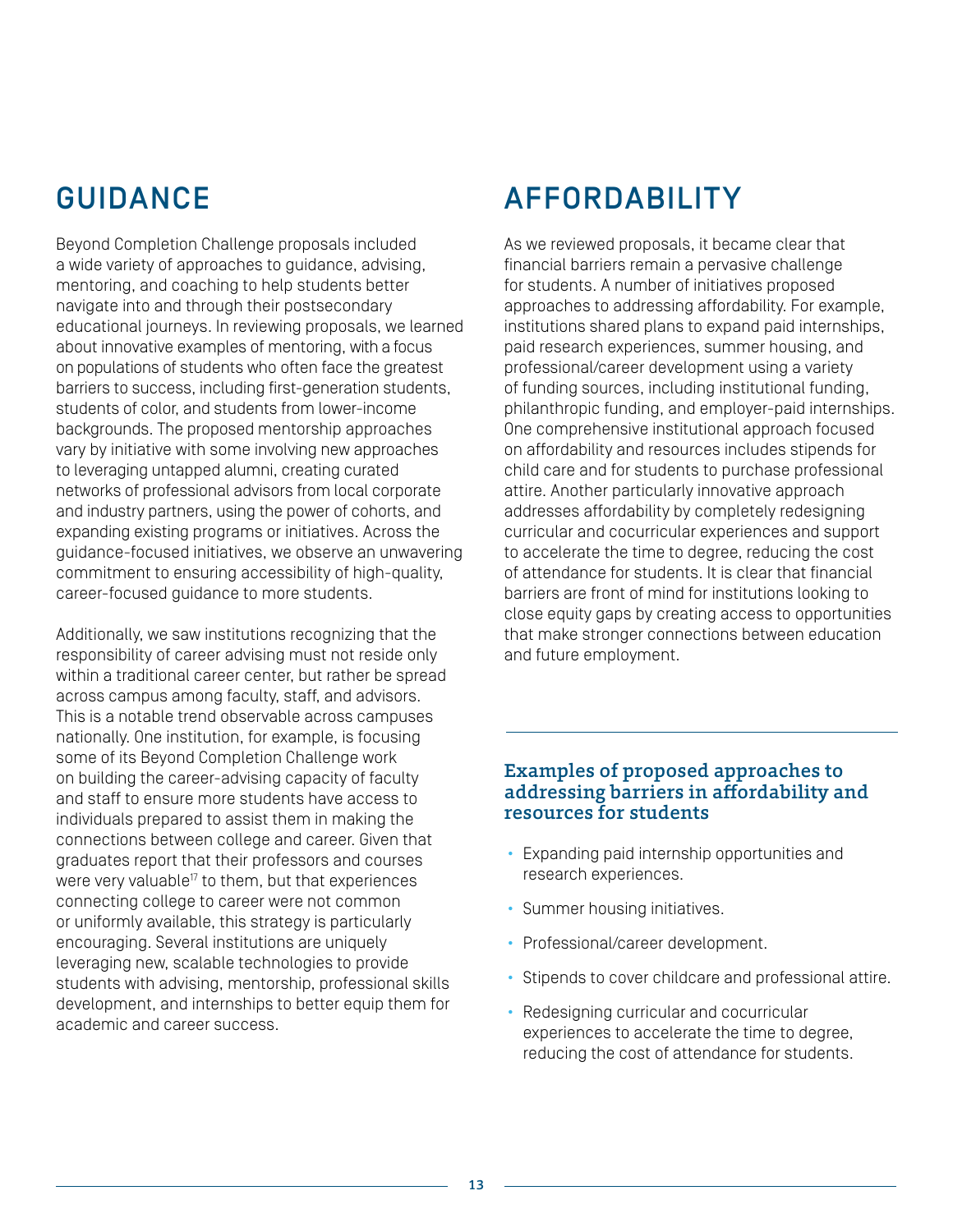## GUIDANCE

Beyond Completion Challenge proposals included a wide variety of approaches to guidance, advising, mentoring, and coaching to help students better navigate into and through their postsecondary educational journeys. In reviewing proposals, we learned about innovative examples of mentoring, with a focus on populations of students who often face the greatest barriers to success, including first-generation students, students of color, and students from lower-income backgrounds. The proposed mentorship approaches vary by initiative with some involving new approaches to leveraging untapped alumni, creating curated networks of professional advisors from local corporate and industry partners, using the power of cohorts, and expanding existing programs or initiatives. Across the guidance-focused initiatives, we observe an unwavering commitment to ensuring accessibility of high-quality, career-focused guidance to more students.

Additionally, we saw institutions recognizing that the responsibility of career advising must not reside only within a traditional career center, but rather be spread across campus among faculty, staff, and advisors. This is a notable trend observable across campuses nationally. One institution, for example, is focusing some of its Beyond Completion Challenge work on building the career-advising capacity of faculty and staff to ensure more students have access to individuals prepared to assist them in making the connections between college and career. Given that graduates report that their professors and courses were very valuable[17] to them, but that experiences connecting college to career were not common or uniformly available, this strategy is particularly encouraging. Several institutions are uniquely leveraging new, scalable technologies to provide students with advising, mentorship, professional skills development, and internships to better equip them for academic and career success.

## AFFORDABILITY

As we reviewed proposals, it became clear that financial barriers remain a pervasive challenge for students. A number of initiatives proposed approaches to addressing affordability. For example, institutions shared plans to expand paid internships, paid research experiences, summer housing, and professional/career development using a variety of funding sources, including institutional funding, philanthropic funding, and employer-paid internships. One comprehensive institutional approach focused on affordability and resources includes stipends for child care and for students to purchase professional attire. Another particularly innovative approach addresses affordability by completely redesigning curricular and cocurricular experiences and support to accelerate the time to degree, reducing the cost of attendance for students. It is clear that financial barriers are front of mind for institutions looking to close equity gaps by creating access to opportunities that make stronger connections between education and future employment.

### Examples of proposed approaches to addressing barriers in affordability and resources for students

- Expanding paid internship opportunities and research experiences.
- Summer housing initiatives.
- Professional/career development.
- Stipends to cover childcare and professional attire.
- Redesigning curricular and cocurricular experiences to accelerate the time to degree, reducing the cost of attendance for students.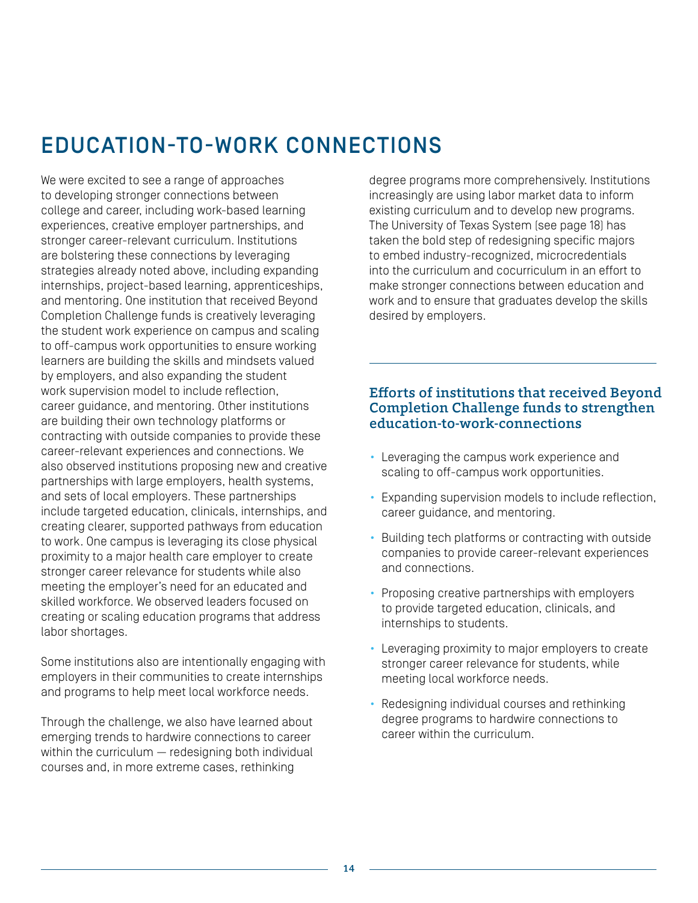# EDUCATION-TO-WORK CONNECTIONS

We were excited to see a range of approaches to developing stronger connections between college and career, including work-based learning experiences, creative employer partnerships, and stronger career-relevant curriculum. Institutions are bolstering these connections by leveraging strategies already noted above, including expanding internships, project-based learning, apprenticeships, and mentoring. One institution that received Beyond Completion Challenge funds is creatively leveraging the student work experience on campus and scaling to off-campus work opportunities to ensure working learners are building the skills and mindsets valued by employers, and also expanding the student work supervision model to include reflection, career guidance, and mentoring. Other institutions are building their own technology platforms or contracting with outside companies to provide these career-relevant experiences and connections. We also observed institutions proposing new and creative partnerships with large employers, health systems, and sets of local employers. These partnerships include targeted education, clinicals, internships, and creating clearer, supported pathways from education to work. One campus is leveraging its close physical proximity to a major health care employer to create stronger career relevance for students while also meeting the employer's need for an educated and skilled workforce. We observed leaders focused on creating or scaling education programs that address labor shortages.

Some institutions also are intentionally engaging with employers in their communities to create internships and programs to help meet local workforce needs.

Through the challenge, we also have learned about emerging trends to hardwire connections to career within the curriculum — redesigning both individual courses and, in more extreme cases, rethinking degree programs more comprehensively. Institutions increasingly are using labor market data to inform existing curriculum and to develop new programs. The University of Texas System (see page 18) has taken the bold step of redesigning specific majors to embed industry-recognized, microcredentials into the curriculum and cocurriculum in an effort to make stronger connections between education and work and to ensure that graduates develop the skills desired by employers.

---

### Efforts of institutions that received Beyond Completion Challenge funds to strengthen education-to-work-connections

- Leveraging the campus work experience and scaling to off-campus work opportunities.
- Expanding supervision models to include reflection, career guidance, and mentoring.
- Building tech platforms or contracting with outside companies to provide career-relevant experiences and connections.
- Proposing creative partnerships with employers to provide targeted education, clinicals, and internships to students.
- Leveraging proximity to major employers to create stronger career relevance for students, while meeting local workforce needs.
- Redesigning individual courses and rethinking degree programs to hardwire connections to career within the curriculum.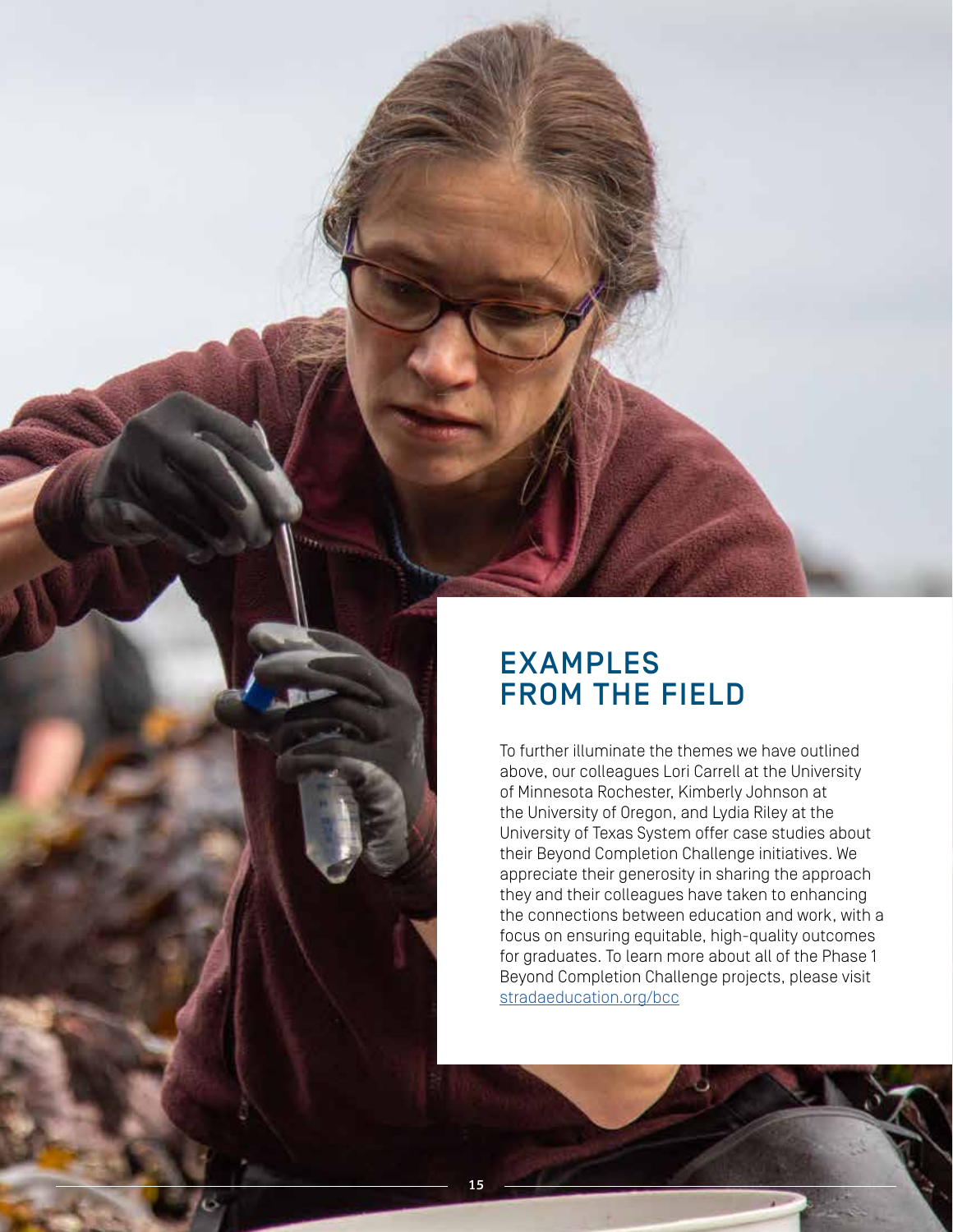## EXAMPLES FROM THE FIELD

To further illuminate the themes we have outlined above, our colleagues Lori Carrell at the University of Minnesota Rochester, Kimberly Johnson at the University of Oregon, and Lydia Riley at the University of Texas System offer case studies about their Beyond Completion Challenge initiatives. We appreciate their generosity in sharing the approach they and their colleagues have taken to enhancing the connections between education and work, with a focus on ensuring equitable, high-quality outcomes for graduates. To learn more about all of the Phase 1 Beyond Completion Challenge projects, please visit [stradaeducation.org/bcc](stradaeducation.org/bcc)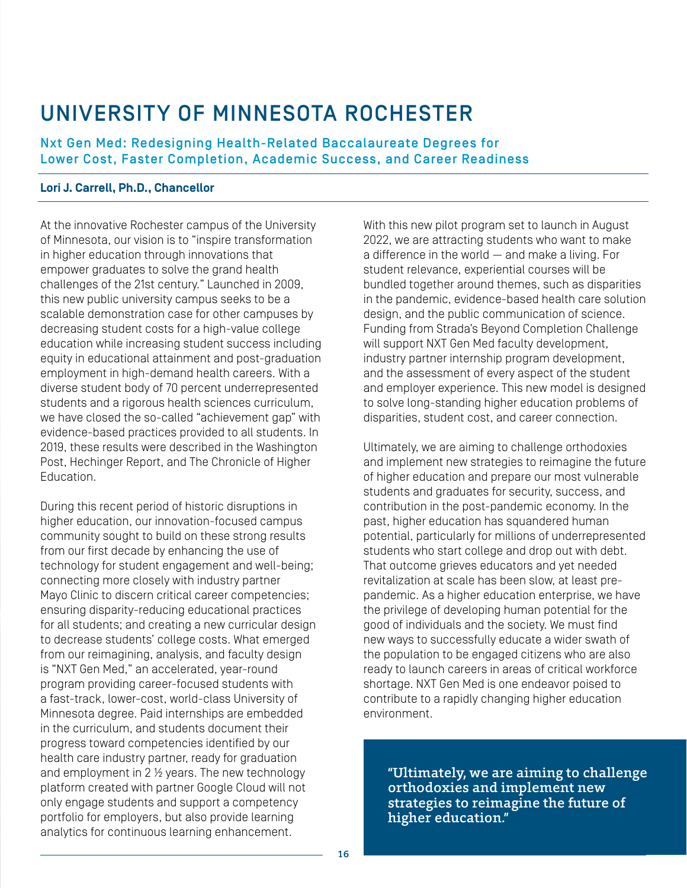# UNIVERSITY OF MINNESOTA ROCHESTER

## Nxt Gen Med: Redesigning Health-Related Baccalaureate Degrees for Lower Cost, Faster Completion, Academic Success, and Career Readiness

**Lori J. Carrell, Ph.D., Chancellor**

At the innovative Rochester campus of the University of Minnesota, our vision is to "inspire transformation in higher education through innovations that empower graduates to solve the grand health challenges of the 21st century." Launched in 2009, this new public university campus seeks to be a scalable demonstration case for other campuses by decreasing student costs for a high-value college education while increasing student success including equity in educational attainment and post-graduation employment in high-demand health careers. With a diverse student body of 70 percent underrepresented students and a rigorous health sciences curriculum, we have closed the so-called "achievement gap" with evidence-based practices provided to all students. In 2019, these results were described in the Washington Post, Hechinger Report, and The Chronicle of Higher Education.

During this recent period of historic disruptions in higher education, our innovation-focused campus community sought to build on these strong results from our first decade by enhancing the use of technology for student engagement and well-being; connecting more closely with industry partner Mayo Clinic to discern critical career competencies; ensuring disparity-reducing educational practices for all students; and creating a new curricular design to decrease students' college costs. What emerged from our reimagining, analysis, and faculty design is "NXT Gen Med," an accelerated, year-round program providing career-focused students with a fast-track, lower-cost, world-class University of Minnesota degree. Paid internships are embedded in the curriculum, and students document their progress toward competencies identified by our health care industry partner, ready for graduation and employment in 2 ½ years. The new technology platform created with partner Google Cloud will not only engage students and support a competency portfolio for employers, but also provide learning analytics for continuous learning enhancement.

With this new pilot program set to launch in August 2022, we are attracting students who want to make a difference in the world — and make a living. For student relevance, experiential courses will be bundled together around themes, such as disparities in the pandemic, evidence-based health care solution design, and the public communication of science. Funding from Strada's Beyond Completion Challenge will support NXT Gen Med faculty development, industry partner internship program development, and the assessment of every aspect of the student and employer experience. This new model is designed to solve long-standing higher education problems of disparities, student cost, and career connection.

Ultimately, we are aiming to challenge orthodoxies and implement new strategies to reimagine the future of higher education and prepare our most vulnerable students and graduates for security, success, and contribution in the post-pandemic economy. In the past, higher education has squandered human potential, particularly for millions of underrepresented students who start college and drop out with debt. That outcome grieves educators and yet needed revitalization at scale has been slow, at least pre-pandemic. As a higher education enterprise, we have the privilege of developing human potential for the good of individuals and the society. We must find new ways to successfully educate a wider swath of the population to be engaged citizens who are also ready to launch careers in areas of critical workforce shortage. NXT Gen Med is one endeavor poised to contribute to a rapidly changing higher education environment.

> **"Ultimately, we are aiming to challenge orthodoxies and implement new strategies to reimagine the future of higher education."**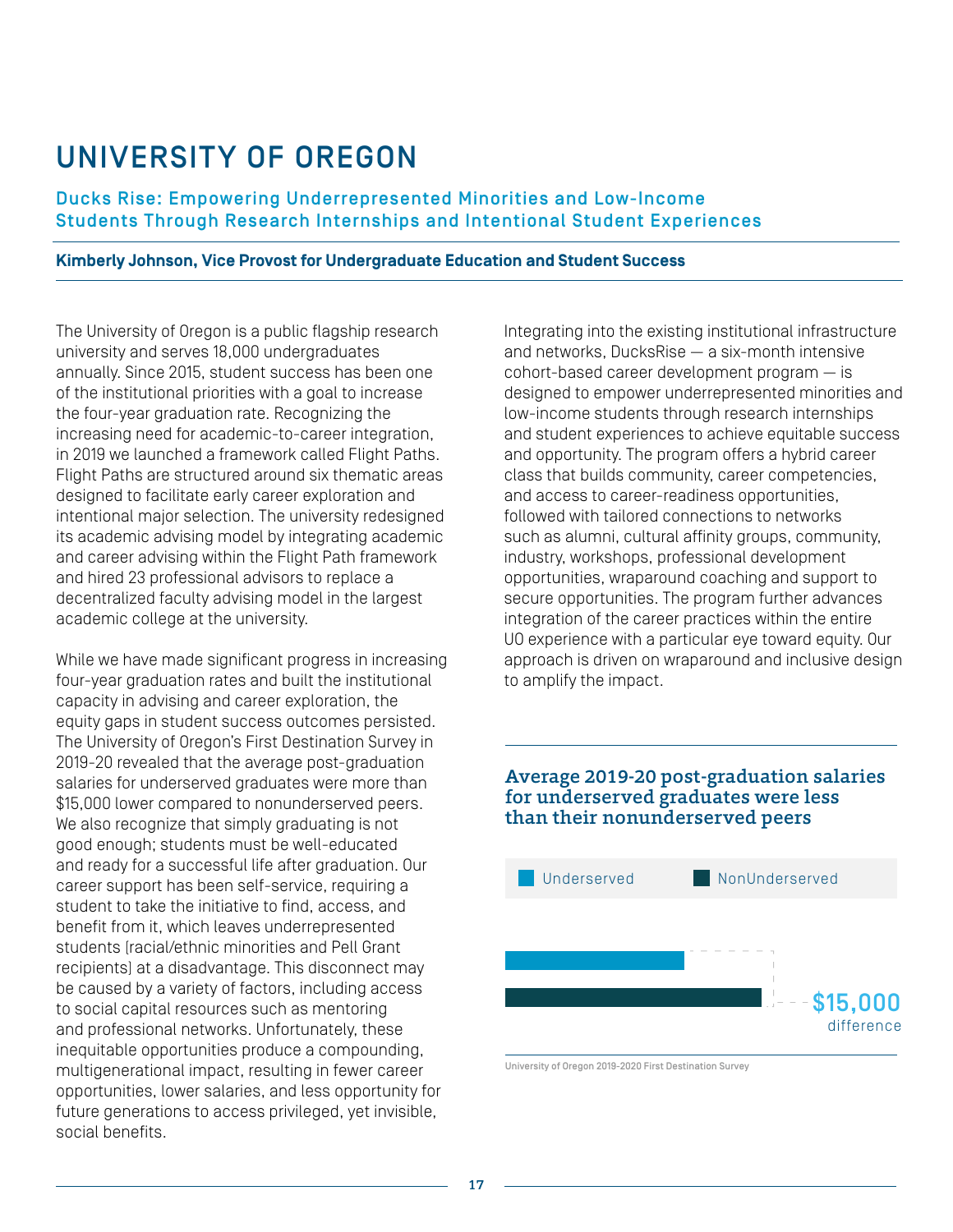# UNIVERSITY OF OREGON

## Ducks Rise: Empowering Underrepresented Minorities and Low-Income Students Through Research Internships and Intentional Student Experiences

**Kimberly Johnson, Vice Provost for Undergraduate Education and Student Success**

The University of Oregon is a public flagship research university and serves 18,000 undergraduates annually. Since 2015, student success has been one of the institutional priorities with a goal to increase the four-year graduation rate. Recognizing the increasing need for academic-to-career integration, in 2019 we launched a framework called Flight Paths. Flight Paths are structured around six thematic areas designed to facilitate early career exploration and intentional major selection. The university redesigned its academic advising model by integrating academic and career advising within the Flight Path framework and hired 23 professional advisors to replace a decentralized faculty advising model in the largest academic college at the university.

While we have made significant progress in increasing four-year graduation rates and built the institutional capacity in advising and career exploration, the equity gaps in student success outcomes persisted. The University of Oregon's First Destination Survey in 2019-20 revealed that the average post-graduation salaries for underserved graduates were more than $15,000 lower compared to nonunderserved peers. We also recognize that simply graduating is not good enough; students must be well-educated and ready for a successful life after graduation. Our career support has been self-service, requiring a student to take the initiative to find, access, and benefit from it, which leaves underrepresented students (racial/ethnic minorities and Pell Grant recipients) at a disadvantage. This disconnect may be caused by a variety of factors, including access to social capital resources such as mentoring and professional networks. Unfortunately, these inequitable opportunities produce a compounding, multigenerational impact, resulting in fewer career opportunities, lower salaries, and less opportunity for future generations to access privileged, yet invisible, social benefits.

Integrating into the existing institutional infrastructure and networks, DucksRise — a six-month intensive cohort-based career development program — is designed to empower underrepresented minorities and low-income students through research internships and student experiences to achieve equitable success and opportunity. The program offers a hybrid career class that builds community, career competencies, and access to career-readiness opportunities, followed with tailored connections to networks such as alumni, cultural affinity groups, community, industry, workshops, professional development opportunities, wraparound coaching and support to secure opportunities. The program further advances integration of the career practices within the entire UO experience with a particular eye toward equity. Our approach is driven on wraparound and inclusive design to amplify the impact.

### Average 2019-20 post-graduation salaries for underserved graduates were less than their nonunderserved peers

Underserved | NonUnderserved

$15,000 difference

University of Oregon 2019-2020 First Destination Survey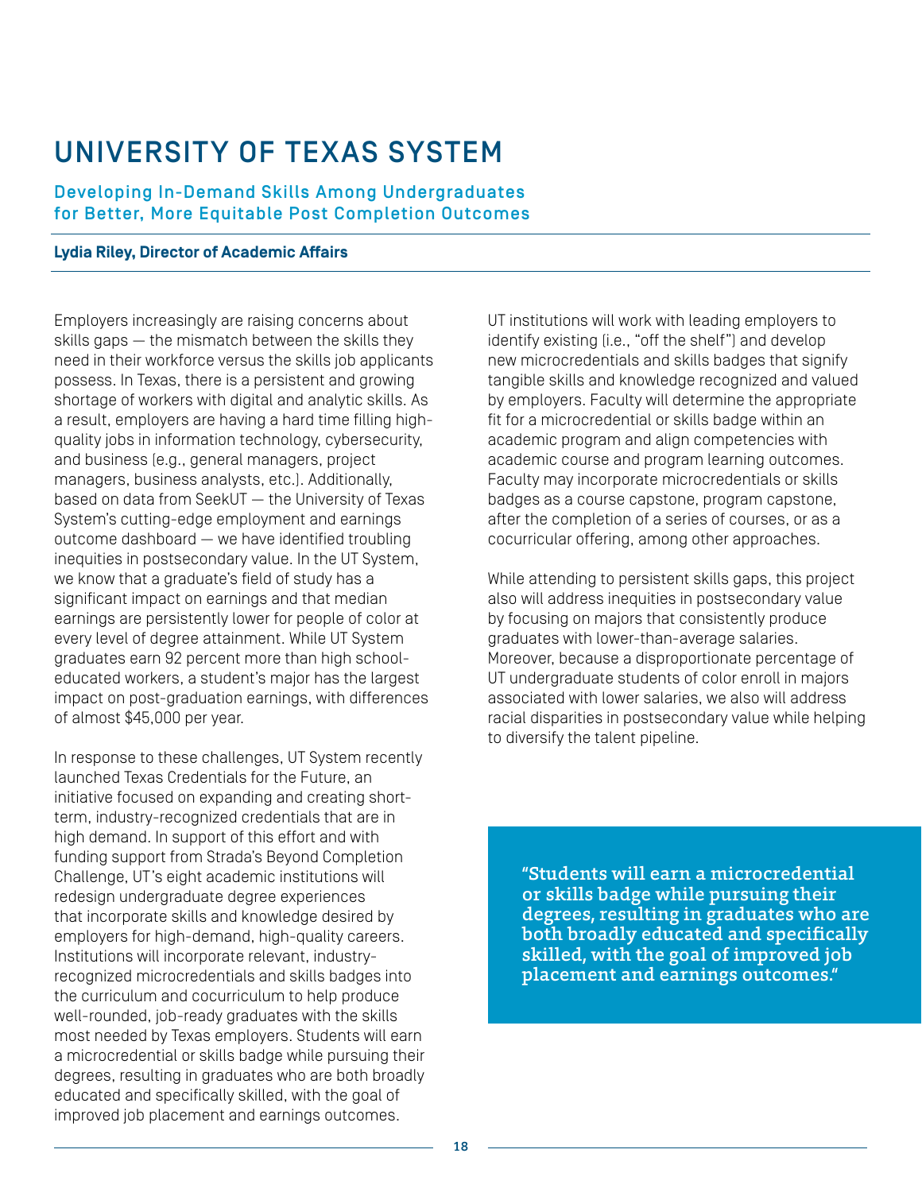# UNIVERSITY OF TEXAS SYSTEM

### Developing In-Demand Skills Among Undergraduates for Better, More Equitable Post Completion Outcomes

**Lydia Riley, Director of Academic Affairs**

Employers increasingly are raising concerns about skills gaps — the mismatch between the skills they need in their workforce versus the skills job applicants possess. In Texas, there is a persistent and growing shortage of workers with digital and analytic skills. As a result, employers are having a hard time filling high-quality jobs in information technology, cybersecurity, and business (e.g., general managers, project managers, business analysts, etc.). Additionally, based on data from SeekUT — the University of Texas System's cutting-edge employment and earnings outcome dashboard — we have identified troubling inequities in postsecondary value. In the UT System, we know that a graduate's field of study has a significant impact on earnings and that median earnings are persistently lower for people of color at every level of degree attainment. While UT System graduates earn 92 percent more than high school-educated workers, a student's major has the largest impact on post-graduation earnings, with differences of almost $45,000 per year.

In response to these challenges, UT System recently launched Texas Credentials for the Future, an initiative focused on expanding and creating short-term, industry-recognized credentials that are in high demand. In support of this effort and with funding support from Strada's Beyond Completion Challenge, UT's eight academic institutions will redesign undergraduate degree experiences that incorporate skills and knowledge desired by employers for high-demand, high-quality careers. Institutions will incorporate relevant, industry-recognized microcredentials and skills badges into the curriculum and cocurriculum to help produce well-rounded, job-ready graduates with the skills most needed by Texas employers. Students will earn a microcredential or skills badge while pursuing their degrees, resulting in graduates who are both broadly educated and specifically skilled, with the goal of improved job placement and earnings outcomes.

UT institutions will work with leading employers to identify existing (i.e., "off the shelf") and develop new microcredentials and skills badges that signify tangible skills and knowledge recognized and valued by employers. Faculty will determine the appropriate fit for a microcredential or skills badge within an academic program and align competencies with academic course and program learning outcomes. Faculty may incorporate microcredentials or skills badges as a course capstone, program capstone, after the completion of a series of courses, or as a cocurricular offering, among other approaches.

While attending to persistent skills gaps, this project also will address inequities in postsecondary value by focusing on majors that consistently produce graduates with lower-than-average salaries. Moreover, because a disproportionate percentage of UT undergraduate students of color enroll in majors associated with lower salaries, we also will address racial disparities in postsecondary value while helping to diversify the talent pipeline.

> **"Students will earn a microcredential or skills badge while pursuing their degrees, resulting in graduates who are both broadly educated and specifically skilled, with the goal of improved job placement and earnings outcomes."**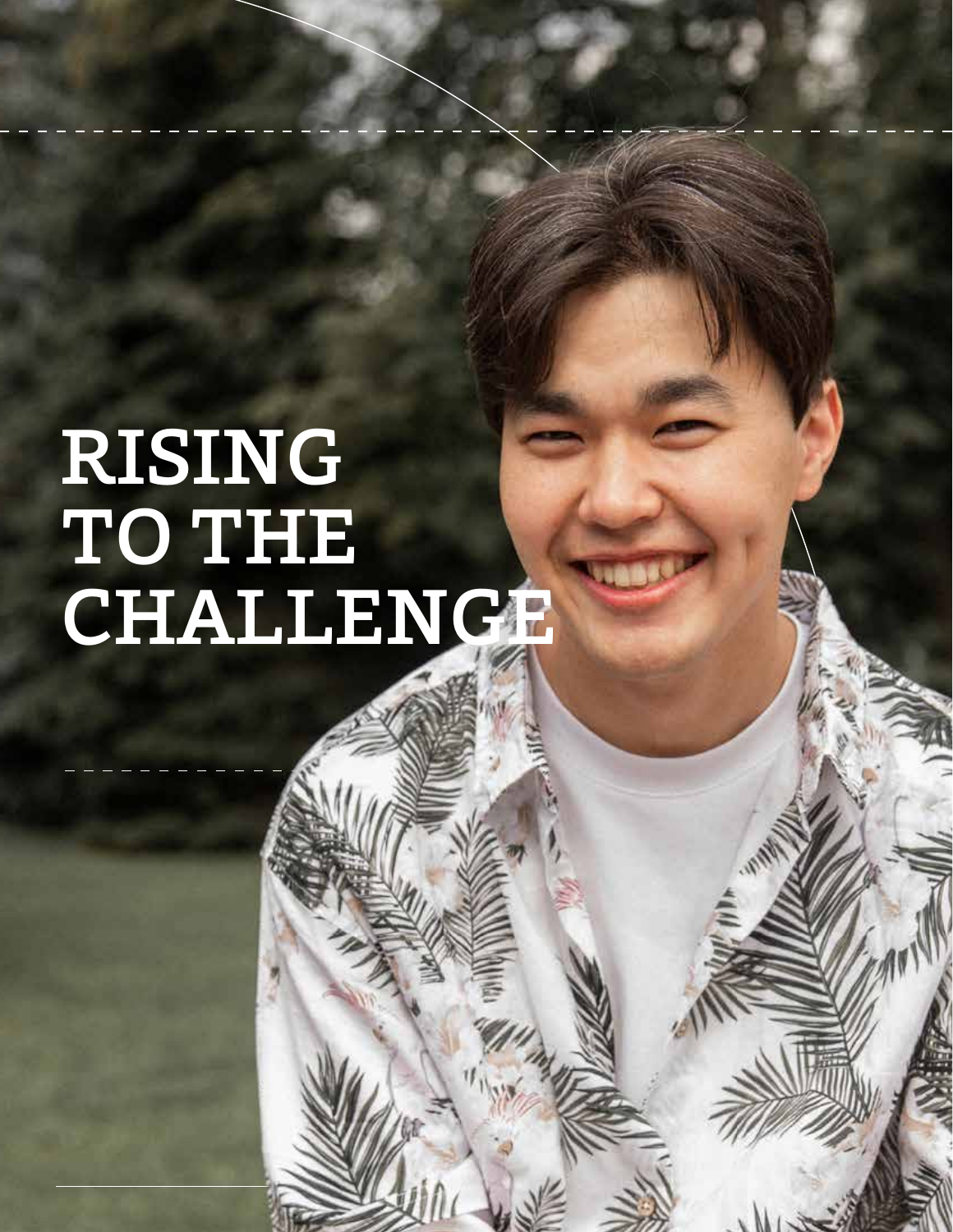# RISING TO THE CHALLENGE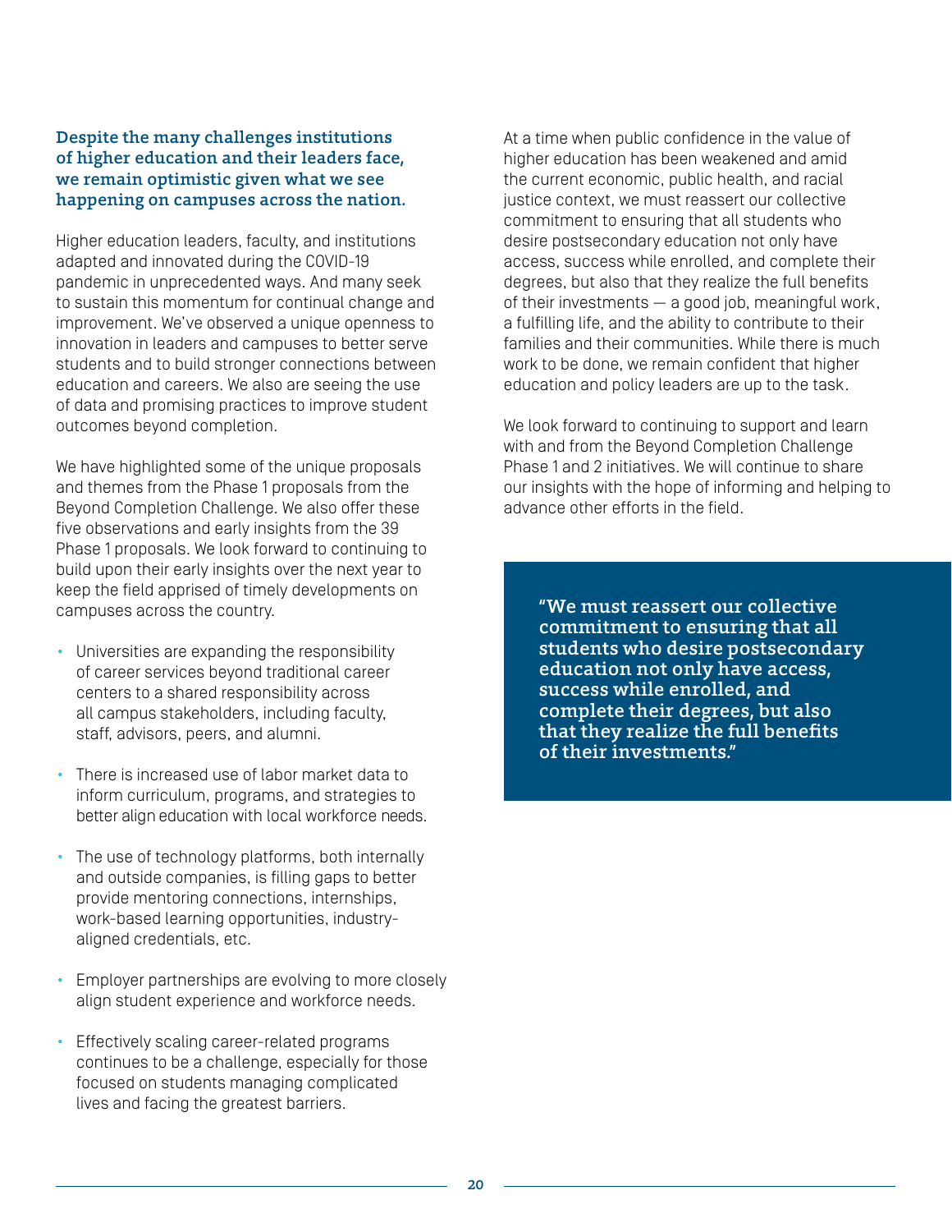**Despite the many challenges institutions of higher education and their leaders face, we remain optimistic given what we see happening on campuses across the nation.**

Higher education leaders, faculty, and institutions adapted and innovated during the COVID-19 pandemic in unprecedented ways. And many seek to sustain this momentum for continual change and improvement. We've observed a unique openness to innovation in leaders and campuses to better serve students and to build stronger connections between education and careers. We also are seeing the use of data and promising practices to improve student outcomes beyond completion.

We have highlighted some of the unique proposals and themes from the Phase 1 proposals from the Beyond Completion Challenge. We also offer these five observations and early insights from the 39 Phase 1 proposals. We look forward to continuing to build upon their early insights over the next year to keep the field apprised of timely developments on campuses across the country.

- Universities are expanding the responsibility of career services beyond traditional career centers to a shared responsibility across all campus stakeholders, including faculty, staff, advisors, peers, and alumni.
- There is increased use of labor market data to inform curriculum, programs, and strategies to better align education with local workforce needs.
- The use of technology platforms, both internally and outside companies, is filling gaps to better provide mentoring connections, internships, work-based learning opportunities, industry-aligned credentials, etc.
- Employer partnerships are evolving to more closely align student experience and workforce needs.
- Effectively scaling career-related programs continues to be a challenge, especially for those focused on students managing complicated lives and facing the greatest barriers.

At a time when public confidence in the value of higher education has been weakened and amid the current economic, public health, and racial justice context, we must reassert our collective commitment to ensuring that all students who desire postsecondary education not only have access, success while enrolled, and complete their degrees, but also that they realize the full benefits of their investments — a good job, meaningful work, a fulfilling life, and the ability to contribute to their families and their communities. While there is much work to be done, we remain confident that higher education and policy leaders are up to the task.

We look forward to continuing to support and learn with and from the Beyond Completion Challenge Phase 1 and 2 initiatives. We will continue to share our insights with the hope of informing and helping to advance other efforts in the field.

> **"We must reassert our collective commitment to ensuring that all students who desire postsecondary education not only have access, success while enrolled, and complete their degrees, but also that they realize the full benefits of their investments."**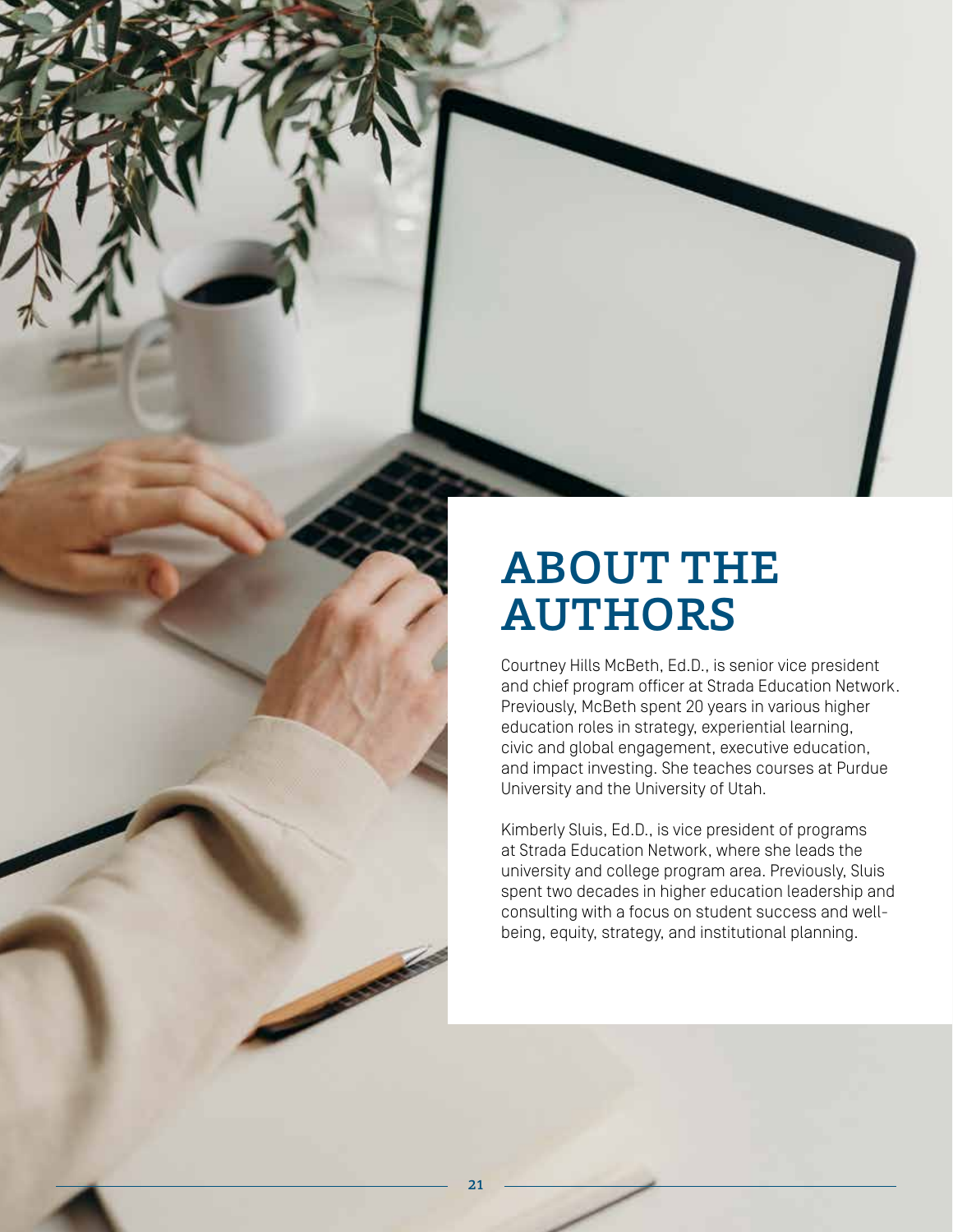# ABOUT THE AUTHORS

Courtney Hills McBeth, Ed.D., is senior vice president and chief program officer at Strada Education Network. Previously, McBeth spent 20 years in various higher education roles in strategy, experiential learning, civic and global engagement, executive education, and impact investing. She teaches courses at Purdue University and the University of Utah.

Kimberly Sluis, Ed.D., is vice president of programs at Strada Education Network, where she leads the university and college program area. Previously, Sluis spent two decades in higher education leadership and consulting with a focus on student success and well-being, equity, strategy, and institutional planning.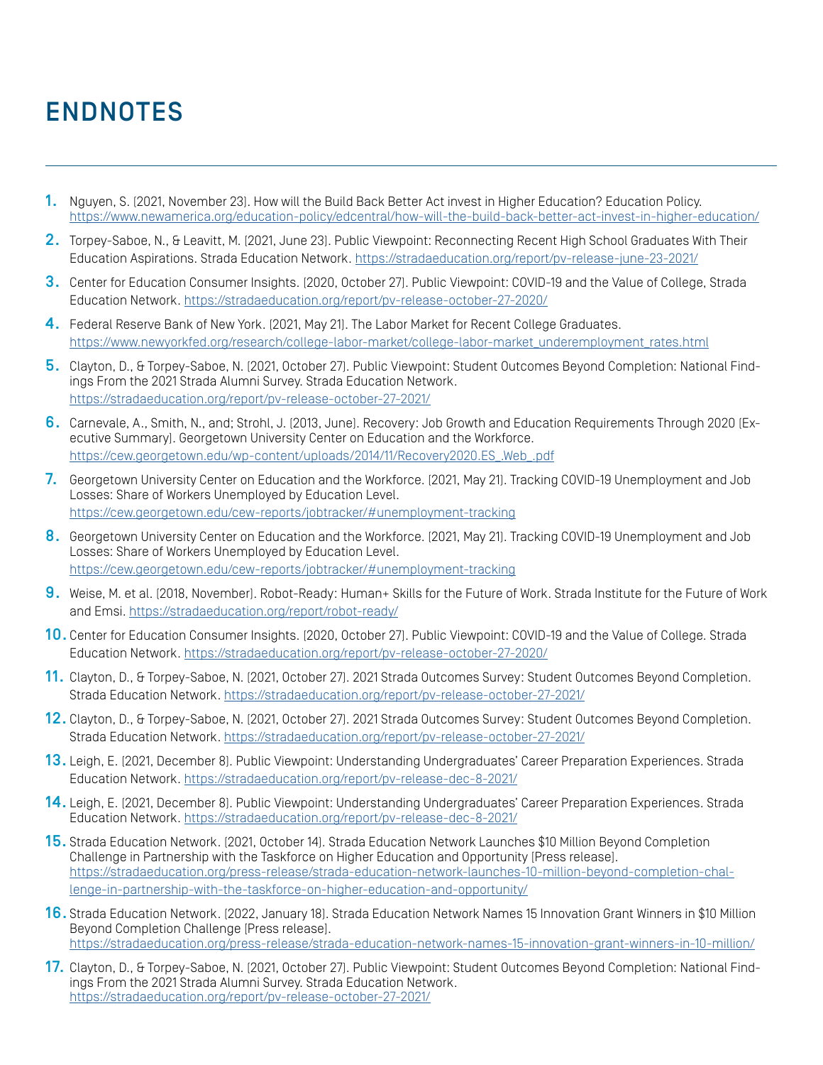# ENDNOTES

1. Nguyen, S. (2021, November 23). How will the Build Back Better Act invest in Higher Education? Education Policy. https://www.newamerica.org/education-policy/edcentral/how-will-the-build-back-better-act-invest-in-higher-education/
2. Torpey-Saboe, N., & Leavitt, M. (2021, June 23). Public Viewpoint: Reconnecting Recent High School Graduates With Their Education Aspirations. Strada Education Network. https://stradaeducation.org/report/pv-release-june-23-2021/
3. Center for Education Consumer Insights. (2020, October 27). Public Viewpoint: COVID-19 and the Value of College, Strada Education Network. https://stradaeducation.org/report/pv-release-october-27-2020/
4. Federal Reserve Bank of New York. (2021, May 21). The Labor Market for Recent College Graduates. https://www.newyorkfed.org/research/college-labor-market/college-labor-market_underemployment_rates.html
5. Clayton, D., & Torpey-Saboe, N. (2021, October 27). Public Viewpoint: Student Outcomes Beyond Completion: National Findings From the 2021 Strada Alumni Survey. Strada Education Network. https://stradaeducation.org/report/pv-release-october-27-2021/
6. Carnevale, A., Smith, N., and; Strohl, J. (2013, June). Recovery: Job Growth and Education Requirements Through 2020 (Executive Summary). Georgetown University Center on Education and the Workforce. https://cew.georgetown.edu/wp-content/uploads/2014/11/Recovery2020.ES_.Web_.pdf
7. Georgetown University Center on Education and the Workforce. (2021, May 21). Tracking COVID-19 Unemployment and Job Losses: Share of Workers Unemployed by Education Level. https://cew.georgetown.edu/cew-reports/jobtracker/#unemployment-tracking
8. Georgetown University Center on Education and the Workforce. (2021, May 21). Tracking COVID-19 Unemployment and Job Losses: Share of Workers Unemployed by Education Level. https://cew.georgetown.edu/cew-reports/jobtracker/#unemployment-tracking
9. Weise, M. et al. (2018, November). Robot-Ready: Human+ Skills for the Future of Work. Strada Institute for the Future of Work and Emsi. https://stradaeducation.org/report/robot-ready/
10. Center for Education Consumer Insights. (2020, October 27). Public Viewpoint: COVID-19 and the Value of College. Strada Education Network. https://stradaeducation.org/report/pv-release-october-27-2020/
11. Clayton, D., & Torpey-Saboe, N. (2021, October 27). 2021 Strada Outcomes Survey: Student Outcomes Beyond Completion. Strada Education Network. https://stradaeducation.org/report/pv-release-october-27-2021/
12. Clayton, D., & Torpey-Saboe, N. (2021, October 27). 2021 Strada Outcomes Survey: Student Outcomes Beyond Completion. Strada Education Network. https://stradaeducation.org/report/pv-release-october-27-2021/
13. Leigh, E. (2021, December 8). Public Viewpoint: Understanding Undergraduates' Career Preparation Experiences. Strada Education Network. https://stradaeducation.org/report/pv-release-dec-8-2021/
14. Leigh, E. (2021, December 8). Public Viewpoint: Understanding Undergraduates' Career Preparation Experiences. Strada Education Network. https://stradaeducation.org/report/pv-release-dec-8-2021/
15. Strada Education Network. (2021, October 14). Strada Education Network Launches $10 Million Beyond Completion Challenge in Partnership with the Taskforce on Higher Education and Opportunity [Press release]. https://stradaeducation.org/press-release/strada-education-network-launches-10-million-beyond-completion-challenge-in-partnership-with-the-taskforce-on-higher-education-and-opportunity/
16. Strada Education Network. (2022, January 18). Strada Education Network Names 15 Innovation Grant Winners in $10 Million Beyond Completion Challenge [Press release]. https://stradaeducation.org/press-release/strada-education-network-names-15-innovation-grant-winners-in-10-million/
17. Clayton, D., & Torpey-Saboe, N. (2021, October 27). Public Viewpoint: Student Outcomes Beyond Completion: National Findings From the 2021 Strada Alumni Survey. Strada Education Network. https://stradaeducation.org/report/pv-release-october-27-2021/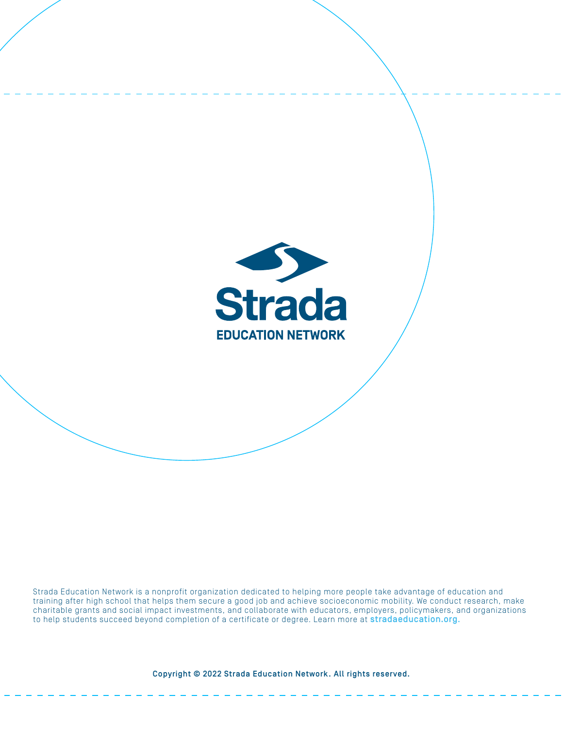Strada

EDUCATION NETWORK

Strada Education Network is a nonprofit organization dedicated to helping more people take advantage of education and training after high school that helps them secure a good job and achieve socioeconomic mobility. We conduct research, make charitable grants and social impact investments, and collaborate with educators, employers, policymakers, and organizations to help students succeed beyond completion of a certificate or degree. Learn more at **stradaeducation.org.**

**Copyright © 2022 Strada Education Network. All rights reserved.**